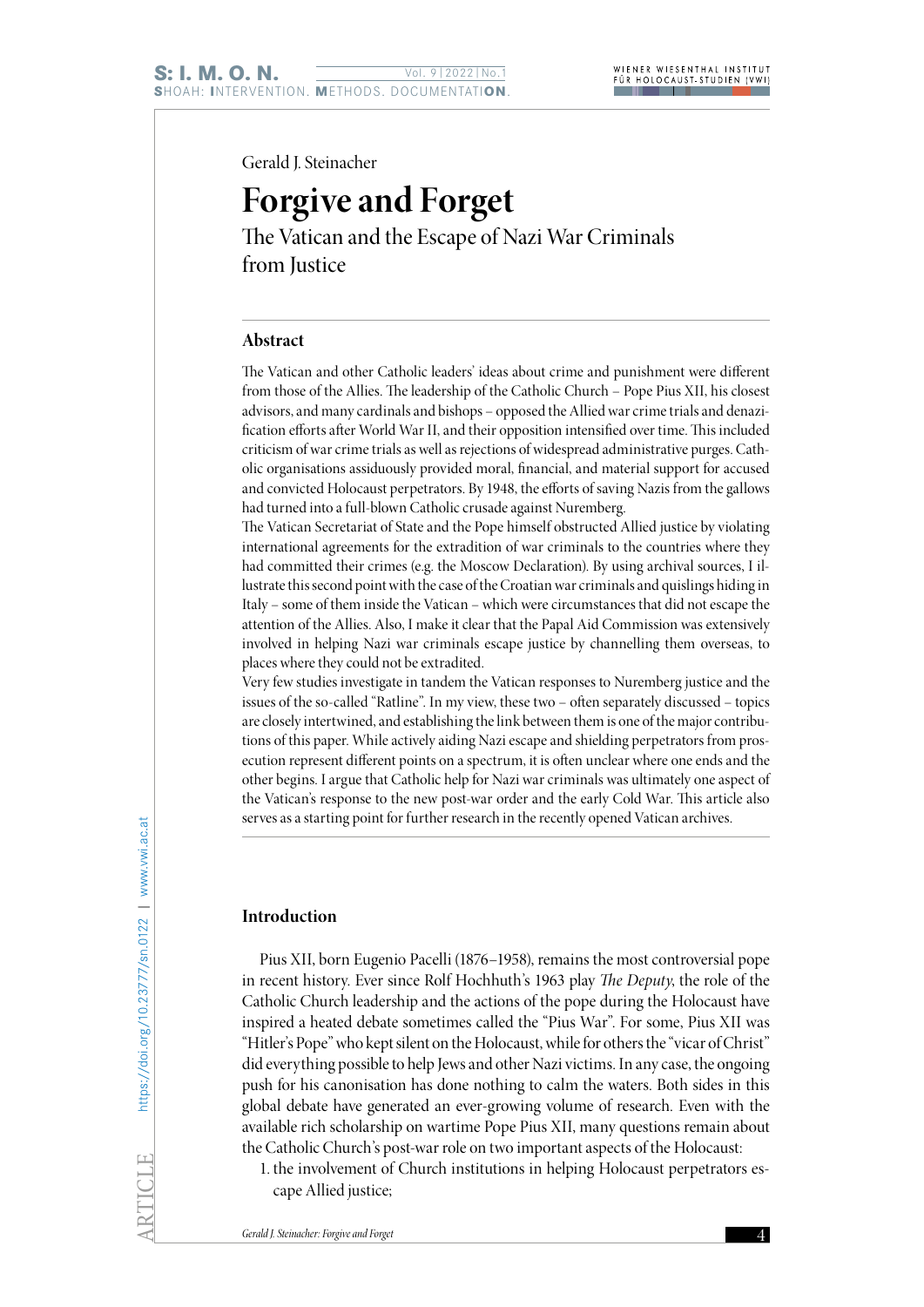Gerald J. Steinacher

# Forgive and Forget

## The Vatican and the Escape of Nazi War Criminals from Justice

### Abstract

The Vatican and other Catholic leaders' ideas about crime and punishment were different from those of the Allies. The leadership of the Catholic Church – Pope Pius XII, his closest advisors, and many cardinals and bishops – opposed the Allied war crime trials and denazification efforts after World War II, and their opposition intensified over time. This included criticism of war crime trials as well as rejections of widespread administrative purges. Catholic organisations assiduously provided moral, financial, and material support for accused and convicted Holocaust perpetrators. By 1948, the efforts of saving Nazis from the gallows had turned into a full-blown Catholic crusade against Nuremberg.

The Vatican Secretariat of State and the Pope himself obstructed Allied justice by violating international agreements for the extradition of war criminals to the countries where they had committed their crimes (e.g. the Moscow Declaration). By using archival sources, I illustrate this second point with the case of the Croatian war criminals and quislings hiding in Italy – some of them inside the Vatican – which were circumstances that did not escape the attention of the Allies. Also, I make it clear that the Papal Aid Commission was extensively involved in helping Nazi war criminals escape justice by channelling them overseas, to places where they could not be extradited.

Very few studies investigate in tandem the Vatican responses to Nuremberg justice and the issues of the so-called "Ratline". In my view, these two – often separately discussed – topics are closely intertwined, and establishing the link between them is one of the major contributions of this paper. While actively aiding Nazi escape and shielding perpetrators from prosecution represent different points on a spectrum, it is often unclear where one ends and the other begins. I argue that Catholic help for Nazi war criminals was ultimately one aspect of the Vatican's response to the new post-war order and the early Cold War. This article also serves as a starting point for further research in the recently opened Vatican archives.

### Introduction

Pius XII, born Eugenio Pacelli (1876–1958), remains the most controversial pope in recent history. Ever since Rolf Hochhuth's 1963 play *The Deputy*, the role of the Catholic Church leadership and the actions of the pope during the Holocaust have inspired a heated debate sometimes called the "Pius War". For some, Pius XII was "Hitler's Pope" who kept silent on the Holocaust, while for others the "vicar of Christ" did everything possible to help Jews and other Nazi victims. In any case, the ongoing push for his canonisation has done nothing to calm the waters. Both sides in this global debate have generated an ever-growing volume of research. Even with the available rich scholarship on wartime Pope Pius XII, many questions remain about the Catholic Church's post-war role on two important aspects of the Holocaust:

1. the involvement of Church institutions in helping Holocaust perpetrators escape Allied justice;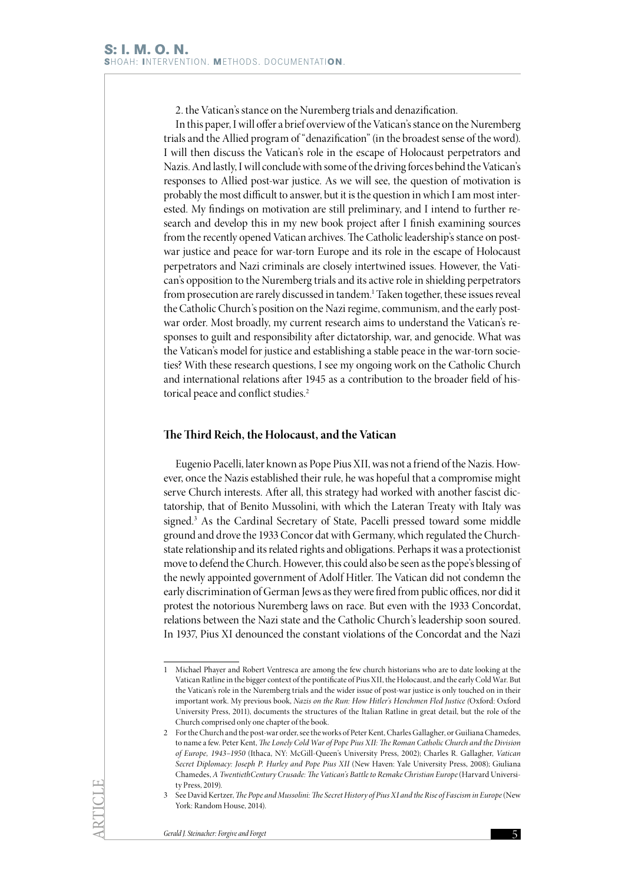2. the Vatican's stance on the Nuremberg trials and denazification.

In this paper, I will offer a brief overview of the Vatican's stance on the Nuremberg trials and the Allied program of "denazification" (in the broadest sense of the word). I will then discuss the Vatican's role in the escape of Holocaust perpetrators and Nazis. And lastly, I will conclude with some of the driving forces behind the Vatican's responses to Allied post-war justice. As we will see, the question of motivation is probably the most difficult to answer, but it is the question in which I am most interested. My findings on motivation are still preliminary, and I intend to further research and develop this in my new book project after I finish examining sources from the recently opened Vatican archives. The Catholic leadership's stance on post-war justice and peace for war-torn Europe and its role in the escape of Holocaust perpetrators and Nazi criminals are closely intertwined issues. However, the Vatican's opposition to the Nuremberg trials and its active role in shielding perpetrators from prosecution are rarely discussed in tandem.[1] Taken together, these issues reveal the Catholic Church's position on the Nazi regime, communism, and the early post-war order. Most broadly, my current research aims to understand the Vatican's responses to guilt and responsibility after dictatorship, war, and genocide. What was the Vatican's model for justice and establishing a stable peace in the war-torn societies? With these research questions, I see my ongoing work on the Catholic Church and international relations after 1945 as a contribution to the broader field of historical peace and conflict studies.[2]

## The Third Reich, the Holocaust, and the Vatican

Eugenio Pacelli, later known as Pope Pius XII, was not a friend of the Nazis. However, once the Nazis established their rule, he was hopeful that a compromise might serve Church interests. After all, this strategy had worked with another fascist dictatorship, that of Benito Mussolini, with which the Lateran Treaty with Italy was signed.[3] As the Cardinal Secretary of State, Pacelli pressed toward some middle ground and drove the 1933 Concor dat with Germany, which regulated the Church-state relationship and its related rights and obligations. Perhaps it was a protectionist move to defend the Church. However, this could also be seen as the pope's blessing of the newly appointed government of Adolf Hitler. The Vatican did not condemn the early discrimination of German Jews as they were fired from public offices, nor did it protest the notorious Nuremberg laws on race. But even with the 1933 Concordat, relations between the Nazi state and the Catholic Church's leadership soon soured. In 1937, Pius XI denounced the constant violations of the Concordat and the Nazi

---

1 Michael Phayer and Robert Ventresca are among the few church historians who are to date looking at the Vatican Ratline in the bigger context of the pontificate of Pius XII, the Holocaust, and the early Cold War. But the Vatican's role in the Nuremberg trials and the wider issue of post-war justice is only touched on in their important work. My previous book, *Nazis on the Run: How Hitler's Henchmen Fled Justice* (Oxford: Oxford University Press, 2011), documents the structures of the Italian Ratline in great detail, but the role of the Church comprised only one chapter of the book.

2 For the Church and the post-war order, see the works of Peter Kent, Charles Gallagher, or Guiliana Chamedes, to name a few. Peter Kent, *The Lonely Cold War of Pope Pius XII: The Roman Catholic Church and the Division of Europe, 1943–1950* (Ithaca, NY: McGill-Queen's University Press, 2002); Charles R. Gallagher, *Vatican Secret Diplomacy: Joseph P. Hurley and Pope Pius XII* (New Haven: Yale University Press, 2008); Giuliana Chamedes, *A TwentiethCentury Crusade: The Vatican's Battle to Remake Christian Europe* (Harvard University Press, 2019).

3 See David Kertzer, *The Pope and Mussolini: The Secret History of Pius XI and the Rise of Fascism in Europe* (New York: Random House, 2014).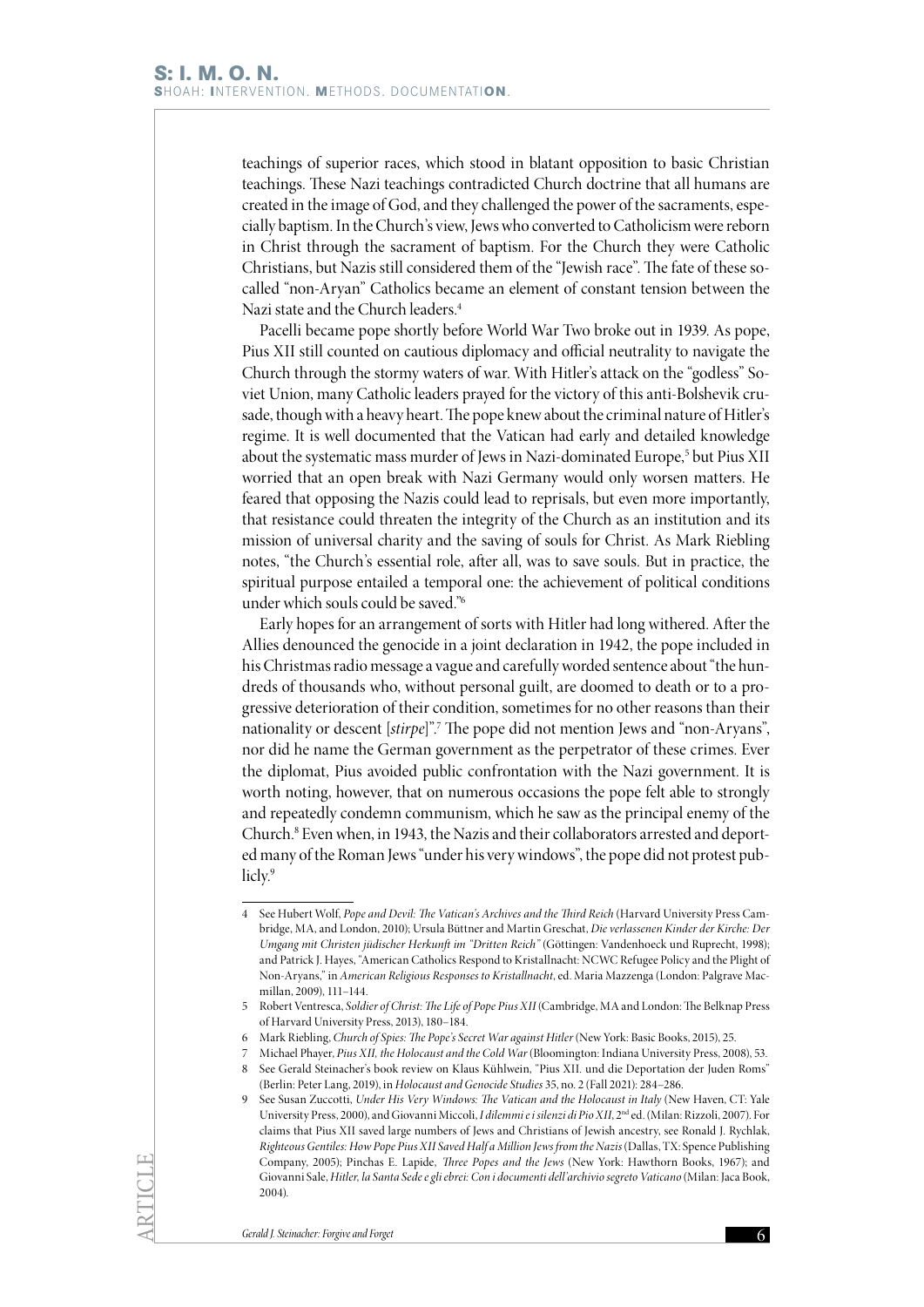teachings of superior races, which stood in blatant opposition to basic Christian teachings. These Nazi teachings contradicted Church doctrine that all humans are created in the image of God, and they challenged the power of the sacraments, especially baptism. In the Church's view, Jews who converted to Catholicism were reborn in Christ through the sacrament of baptism. For the Church they were Catholic Christians, but Nazis still considered them of the "Jewish race". The fate of these so-called "non-Aryan" Catholics became an element of constant tension between the Nazi state and the Church leaders.[4]

Pacelli became pope shortly before World War Two broke out in 1939. As pope, Pius XII still counted on cautious diplomacy and official neutrality to navigate the Church through the stormy waters of war. With Hitler's attack on the "godless" Soviet Union, many Catholic leaders prayed for the victory of this anti-Bolshevik crusade, though with a heavy heart. The pope knew about the criminal nature of Hitler's regime. It is well documented that the Vatican had early and detailed knowledge about the systematic mass murder of Jews in Nazi-dominated Europe,[5] but Pius XII worried that an open break with Nazi Germany would only worsen matters. He feared that opposing the Nazis could lead to reprisals, but even more importantly, that resistance could threaten the integrity of the Church as an institution and its mission of universal charity and the saving of souls for Christ. As Mark Riebling notes, "the Church's essential role, after all, was to save souls. But in practice, the spiritual purpose entailed a temporal one: the achievement of political conditions under which souls could be saved."[6]

Early hopes for an arrangement of sorts with Hitler had long withered. After the Allies denounced the genocide in a joint declaration in 1942, the pope included in his Christmas radio message a vague and carefully worded sentence about "the hundreds of thousands who, without personal guilt, are doomed to death or to a progressive deterioration of their condition, sometimes for no other reasons than their nationality or descent [*stirpe*]".[7] The pope did not mention Jews and "non-Aryans", nor did he name the German government as the perpetrator of these crimes. Ever the diplomat, Pius avoided public confrontation with the Nazi government. It is worth noting, however, that on numerous occasions the pope felt able to strongly and repeatedly condemn communism, which he saw as the principal enemy of the Church.[8] Even when, in 1943, the Nazis and their collaborators arrested and deported many of the Roman Jews "under his very windows", the pope did not protest publicly.[9]

---

4 See Hubert Wolf, *Pope and Devil: The Vatican's Archives and the Third Reich* (Harvard University Press Cambridge, MA, and London, 2010); Ursula Büttner and Martin Greschat, *Die verlassenen Kinder der Kirche: Der Umgang mit Christen jüdischer Herkunft im "Dritten Reich"* (Göttingen: Vandenhoeck und Ruprecht, 1998); and Patrick J. Hayes, "American Catholics Respond to Kristallnacht: NCWC Refugee Policy and the Plight of Non-Aryans," in *American Religious Responses to Kristallnacht*, ed. Maria Mazzenga (London: Palgrave Macmillan, 2009), 111–144.

5 Robert Ventresca, *Soldier of Christ: The Life of Pope Pius XII* (Cambridge, MA and London: The Belknap Press of Harvard University Press, 2013), 180–184.

6 Mark Riebling, *Church of Spies: The Pope's Secret War against Hitler* (New York: Basic Books, 2015), 25.

7 Michael Phayer, *Pius XII, the Holocaust and the Cold War* (Bloomington: Indiana University Press, 2008), 53.

8 See Gerald Steinacher's book review on Klaus Kühlwein, "Pius XII. und die Deportation der Juden Roms" (Berlin: Peter Lang, 2019), in *Holocaust and Genocide Studies* 35, no. 2 (Fall 2021): 284–286.

9 See Susan Zuccotti, *Under His Very Windows: The Vatican and the Holocaust in Italy* (New Haven, CT: Yale University Press, 2000), and Giovanni Miccoli, *I dilemmi e i silenzi di Pio XII*, 2nd ed. (Milan: Rizzoli, 2007). For claims that Pius XII saved large numbers of Jews and Christians of Jewish ancestry, see Ronald J. Rychlak, *Righteous Gentiles: How Pope Pius XII Saved Half a Million Jews from the Nazis* (Dallas, TX: Spence Publishing Company, 2005); Pinchas E. Lapide, *Three Popes and the Jews* (New York: Hawthorn Books, 1967); and Giovanni Sale, *Hitler, la Santa Sede e gli ebrei: Con i documenti dell'archivio segreto Vaticano* (Milan: Jaca Book, 2004).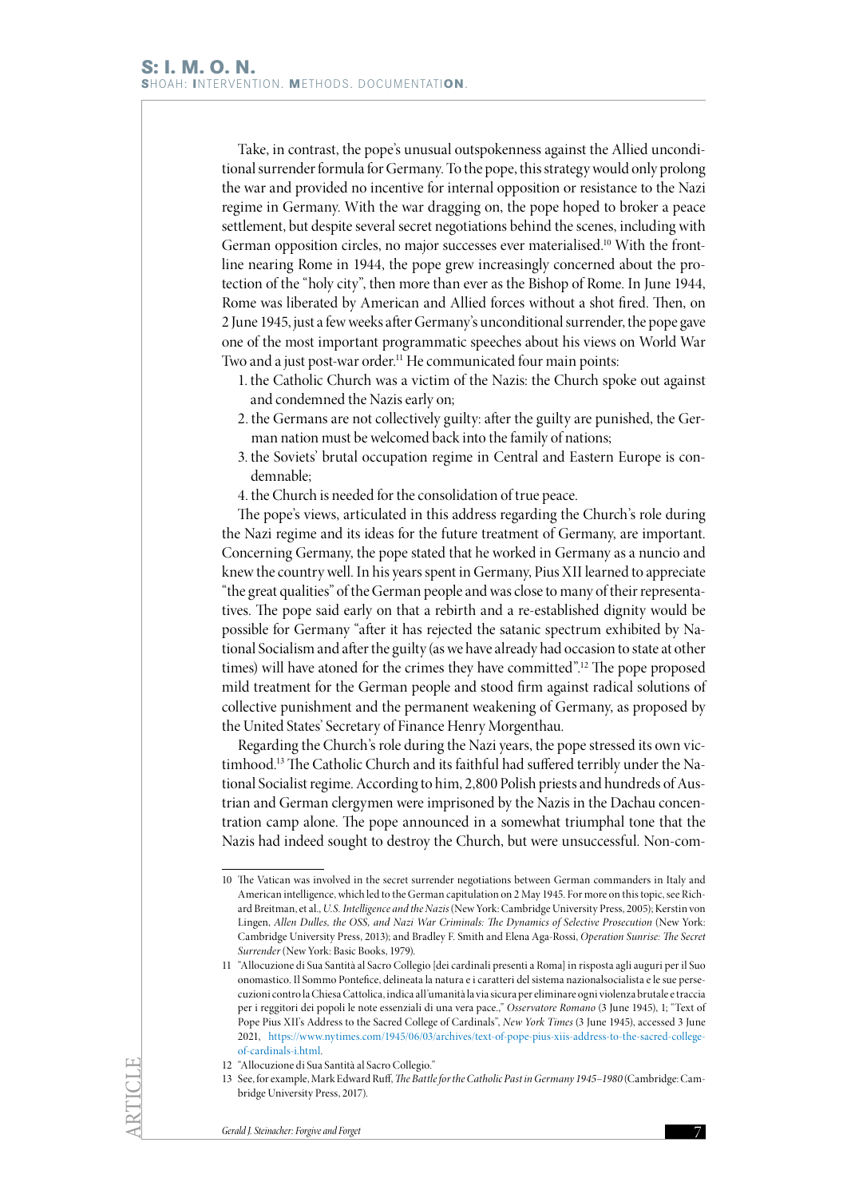Take, in contrast, the pope's unusual outspokenness against the Allied unconditional surrender formula for Germany. To the pope, this strategy would only prolong the war and provided no incentive for internal opposition or resistance to the Nazi regime in Germany. With the war dragging on, the pope hoped to broker a peace settlement, but despite several secret negotiations behind the scenes, including with German opposition circles, no major successes ever materialised.[10] With the frontline nearing Rome in 1944, the pope grew increasingly concerned about the protection of the "holy city", then more than ever as the Bishop of Rome. In June 1944, Rome was liberated by American and Allied forces without a shot fired. Then, on 2 June 1945, just a few weeks after Germany's unconditional surrender, the pope gave one of the most important programmatic speeches about his views on World War Two and a just post-war order.[11] He communicated four main points:

1. the Catholic Church was a victim of the Nazis: the Church spoke out against and condemned the Nazis early on;
2. the Germans are not collectively guilty: after the guilty are punished, the German nation must be welcomed back into the family of nations;
3. the Soviets' brutal occupation regime in Central and Eastern Europe is condemnable;
4. the Church is needed for the consolidation of true peace.

The pope's views, articulated in this address regarding the Church's role during the Nazi regime and its ideas for the future treatment of Germany, are important. Concerning Germany, the pope stated that he worked in Germany as a nuncio and knew the country well. In his years spent in Germany, Pius XII learned to appreciate "the great qualities" of the German people and was close to many of their representatives. The pope said early on that a rebirth and a re-established dignity would be possible for Germany "after it has rejected the satanic spectrum exhibited by National Socialism and after the guilty (as we have already had occasion to state at other times) will have atoned for the crimes they have committed".[12] The pope proposed mild treatment for the German people and stood firm against radical solutions of collective punishment and the permanent weakening of Germany, as proposed by the United States' Secretary of Finance Henry Morgenthau.

Regarding the Church's role during the Nazi years, the pope stressed its own victimhood.[13] The Catholic Church and its faithful had suffered terribly under the National Socialist regime. According to him, 2,800 Polish priests and hundreds of Austrian and German clergymen were imprisoned by the Nazis in the Dachau concentration camp alone. The pope announced in a somewhat triumphal tone that the Nazis had indeed sought to destroy the Church, but were unsuccessful. Non-com-

---

10 The Vatican was involved in the secret surrender negotiations between German commanders in Italy and American intelligence, which led to the German capitulation on 2 May 1945. For more on this topic, see Richard Breitman, et al., *U.S. Intelligence and the Nazis* (New York: Cambridge University Press, 2005); Kerstin von Lingen, *Allen Dulles, the OSS, and Nazi War Criminals: The Dynamics of Selective Prosecution* (New York: Cambridge University Press, 2013); and Bradley F. Smith and Elena Aga-Rossi, *Operation Sunrise: The Secret Surrender* (New York: Basic Books, 1979).

11 "Allocuzione di Sua Santità al Sacro Collegio [dei cardinali presenti a Roma] in risposta agli auguri per il Suo onomastico. Il Sommo Pontefice, delineata la natura e i caratteri del sistema nazionalsocialista e le sue persecuzioni contro la Chiesa Cattolica, indica all'umanità la via sicura per eliminare ogni violenza brutale e traccia per i reggitori dei popoli le note essenziali di una vera pace.," *Osservatore Romano* (3 June 1945), 1; "Text of Pope Pius XII's Address to the Sacred College of Cardinals", *New York Times* (3 June 1945), accessed 3 June 2021, https://www.nytimes.com/1945/06/03/archives/text-of-pope-pius-xiis-address-to-the-sacred-college-of-cardinals-i.html.

12 "Allocuzione di Sua Santità al Sacro Collegio."

13 See, for example, Mark Edward Ruff, *The Battle for the Catholic Past in Germany 1945–1980* (Cambridge: Cambridge University Press, 2017).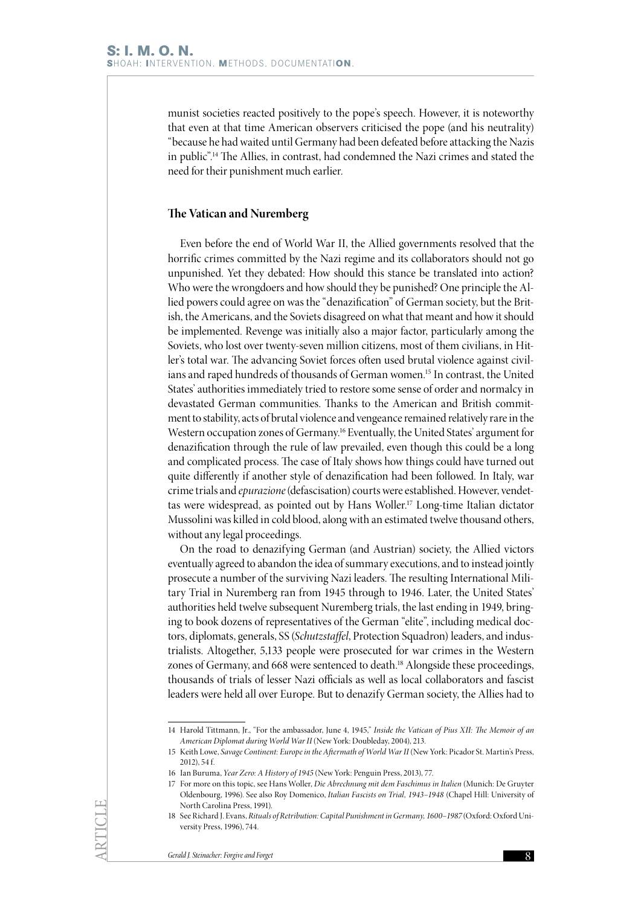munist societies reacted positively to the pope's speech. However, it is noteworthy that even at that time American observers criticised the pope (and his neutrality) "because he had waited until Germany had been defeated before attacking the Nazis in public".[14] The Allies, in contrast, had condemned the Nazi crimes and stated the need for their punishment much earlier.

## The Vatican and Nuremberg

Even before the end of World War II, the Allied governments resolved that the horrific crimes committed by the Nazi regime and its collaborators should not go unpunished. Yet they debated: How should this stance be translated into action? Who were the wrongdoers and how should they be punished? One principle the Allied powers could agree on was the "denazification" of German society, but the British, the Americans, and the Soviets disagreed on what that meant and how it should be implemented. Revenge was initially also a major factor, particularly among the Soviets, who lost over twenty-seven million citizens, most of them civilians, in Hitler's total war. The advancing Soviet forces often used brutal violence against civilians and raped hundreds of thousands of German women.[15] In contrast, the United States' authorities immediately tried to restore some sense of order and normalcy in devastated German communities. Thanks to the American and British commitment to stability, acts of brutal violence and vengeance remained relatively rare in the Western occupation zones of Germany.[16] Eventually, the United States' argument for denazification through the rule of law prevailed, even though this could be a long and complicated process. The case of Italy shows how things could have turned out quite differently if another style of denazification had been followed. In Italy, war crime trials and *epurazione* (defascisation) courts were established. However, vendettas were widespread, as pointed out by Hans Woller.[17] Long-time Italian dictator Mussolini was killed in cold blood, along with an estimated twelve thousand others, without any legal proceedings.

On the road to denazifying German (and Austrian) society, the Allied victors eventually agreed to abandon the idea of summary executions, and to instead jointly prosecute a number of the surviving Nazi leaders. The resulting International Military Trial in Nuremberg ran from 1945 through to 1946. Later, the United States' authorities held twelve subsequent Nuremberg trials, the last ending in 1949, bringing to book dozens of representatives of the German "elite", including medical doctors, diplomats, generals, SS (*Schutzstaffel*, Protection Squadron) leaders, and industrialists. Altogether, 5,133 people were prosecuted for war crimes in the Western zones of Germany, and 668 were sentenced to death.[18] Alongside these proceedings, thousands of trials of lesser Nazi officials as well as local collaborators and fascist leaders were held all over Europe. But to denazify German society, the Allies had to

---

14 Harold Tittmann, Jr., "For the ambassador, June 4, 1945," *Inside the Vatican of Pius XII: The Memoir of an American Diplomat during World War II* (New York: Doubleday, 2004), 213.

15 Keith Lowe, *Savage Continent: Europe in the Aftermath of World War II* (New York: Picador St. Martin's Press, 2012), 54 f.

16 Ian Buruma, *Year Zero: A History of 1945* (New York: Penguin Press, 2013), 77.

17 For more on this topic, see Hans Woller, *Die Abrechnung mit dem Faschimus in Italien* (Munich: De Gruyter Oldenbourg, 1996). See also Roy Domenico, *Italian Fascists on Trial, 1943–1948* (Chapel Hill: University of North Carolina Press, 1991).

18 See Richard J. Evans, *Rituals of Retribution: Capital Punishment in Germany, 1600–1987* (Oxford: Oxford University Press, 1996), 744.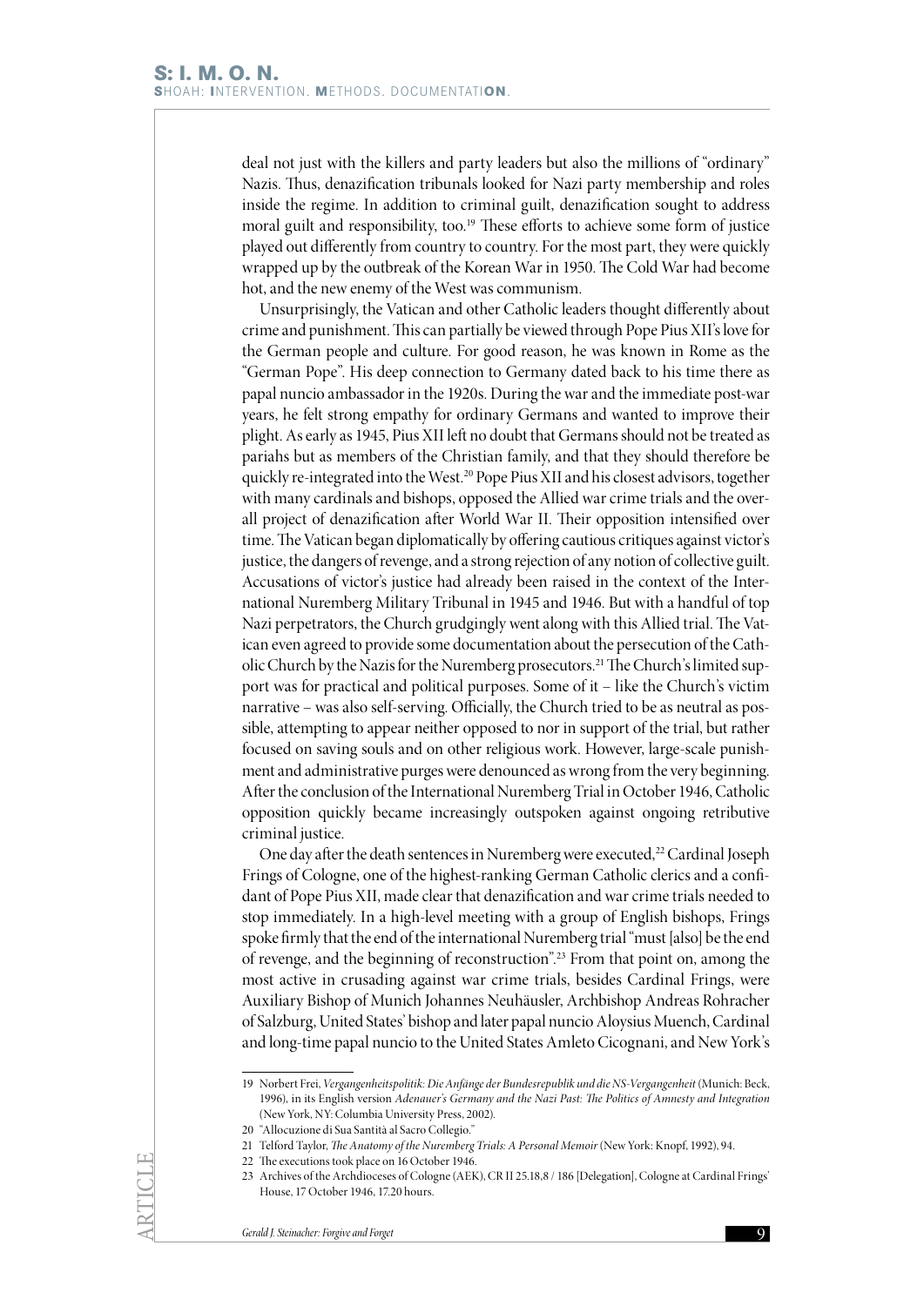deal not just with the killers and party leaders but also the millions of "ordinary" Nazis. Thus, denazification tribunals looked for Nazi party membership and roles inside the regime. In addition to criminal guilt, denazification sought to address moral guilt and responsibility, too.[19] These efforts to achieve some form of justice played out differently from country to country. For the most part, they were quickly wrapped up by the outbreak of the Korean War in 1950. The Cold War had become hot, and the new enemy of the West was communism.

Unsurprisingly, the Vatican and other Catholic leaders thought differently about crime and punishment. This can partially be viewed through Pope Pius XII's love for the German people and culture. For good reason, he was known in Rome as the "German Pope". His deep connection to Germany dated back to his time there as papal nuncio ambassador in the 1920s. During the war and the immediate post-war years, he felt strong empathy for ordinary Germans and wanted to improve their plight. As early as 1945, Pius XII left no doubt that Germans should not be treated as pariahs but as members of the Christian family, and that they should therefore be quickly re-integrated into the West.[20] Pope Pius XII and his closest advisors, together with many cardinals and bishops, opposed the Allied war crime trials and the overall project of denazification after World War II. Their opposition intensified over time. The Vatican began diplomatically by offering cautious critiques against victor's justice, the dangers of revenge, and a strong rejection of any notion of collective guilt. Accusations of victor's justice had already been raised in the context of the International Nuremberg Military Tribunal in 1945 and 1946. But with a handful of top Nazi perpetrators, the Church grudgingly went along with this Allied trial. The Vatican even agreed to provide some documentation about the persecution of the Catholic Church by the Nazis for the Nuremberg prosecutors.[21] The Church's limited support was for practical and political purposes. Some of it – like the Church's victim narrative – was also self-serving. Officially, the Church tried to be as neutral as possible, attempting to appear neither opposed to nor in support of the trial, but rather focused on saving souls and on other religious work. However, large-scale punishment and administrative purges were denounced as wrong from the very beginning. After the conclusion of the International Nuremberg Trial in October 1946, Catholic opposition quickly became increasingly outspoken against ongoing retributive criminal justice.

One day after the death sentences in Nuremberg were executed,[22] Cardinal Joseph Frings of Cologne, one of the highest-ranking German Catholic clerics and a confidant of Pope Pius XII, made clear that denazification and war crime trials needed to stop immediately. In a high-level meeting with a group of English bishops, Frings spoke firmly that the end of the international Nuremberg trial "must [also] be the end of revenge, and the beginning of reconstruction".[23] From that point on, among the most active in crusading against war crime trials, besides Cardinal Frings, were Auxiliary Bishop of Munich Johannes Neuhäusler, Archbishop Andreas Rohracher of Salzburg, United States' bishop and later papal nuncio Aloysius Muench, Cardinal and long-time papal nuncio to the United States Amleto Cicognani, and New York's

---

19 Norbert Frei, *Vergangenheitspolitik: Die Anfänge der Bundesrepublik und die NS-Vergangenheit* (Munich: Beck, 1996), in its English version *Adenauer's Germany and the Nazi Past: The Politics of Amnesty and Integration* (New York, NY: Columbia University Press, 2002).

20 "Allocuzione di Sua Santità al Sacro Collegio."

21 Telford Taylor, *The Anatomy of the Nuremberg Trials: A Personal Memoir* (New York: Knopf, 1992), 94.

22 The executions took place on 16 October 1946.

23 Archives of the Archdioceses of Cologne (AEK), CR II 25.18,8 / 186 [Delegation], Cologne at Cardinal Frings' House, 17 October 1946, 17.20 hours.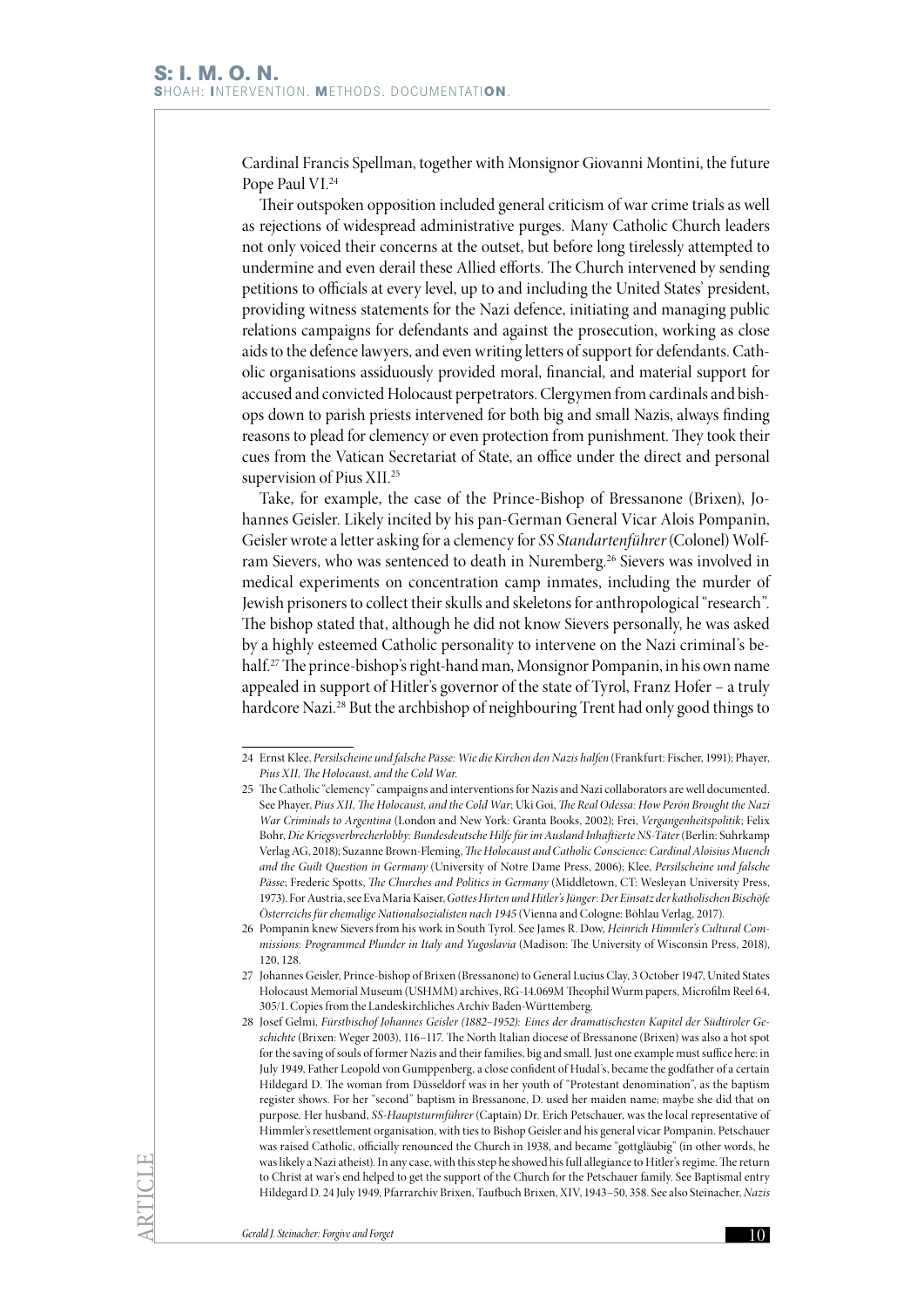Cardinal Francis Spellman, together with Monsignor Giovanni Montini, the future Pope Paul VI.[24]

Their outspoken opposition included general criticism of war crime trials as well as rejections of widespread administrative purges. Many Catholic Church leaders not only voiced their concerns at the outset, but before long tirelessly attempted to undermine and even derail these Allied efforts. The Church intervened by sending petitions to officials at every level, up to and including the United States' president, providing witness statements for the Nazi defence, initiating and managing public relations campaigns for defendants and against the prosecution, working as close aids to the defence lawyers, and even writing letters of support for defendants. Catholic organisations assiduously provided moral, financial, and material support for accused and convicted Holocaust perpetrators. Clergymen from cardinals and bishops down to parish priests intervened for both big and small Nazis, always finding reasons to plead for clemency or even protection from punishment. They took their cues from the Vatican Secretariat of State, an office under the direct and personal supervision of Pius XII.[25]

Take, for example, the case of the Prince-Bishop of Bressanone (Brixen), Johannes Geisler. Likely incited by his pan-German General Vicar Alois Pompanin, Geisler wrote a letter asking for a clemency for *SS Standartenführer* (Colonel) Wolfram Sievers, who was sentenced to death in Nuremberg.[26] Sievers was involved in medical experiments on concentration camp inmates, including the murder of Jewish prisoners to collect their skulls and skeletons for anthropological "research". The bishop stated that, although he did not know Sievers personally, he was asked by a highly esteemed Catholic personality to intervene on the Nazi criminal's behalf.[27] The prince-bishop's right-hand man, Monsignor Pompanin, in his own name appealed in support of Hitler's governor of the state of Tyrol, Franz Hofer – a truly hardcore Nazi.[28] But the archbishop of neighbouring Trent had only good things to

---

24 Ernst Klee, *Persilscheine und falsche Pässe: Wie die Kirchen den Nazis halfen* (Frankfurt: Fischer, 1991); Phayer, *Pius XII, The Holocaust, and the Cold War.*

25 The Catholic "clemency" campaigns and interventions for Nazis and Nazi collaborators are well documented. See Phayer, *Pius XII, The Holocaust, and the Cold War*; Uki Goi, *The Real Odessa: How Perón Brought the Nazi War Criminals to Argentina* (London and New York: Granta Books, 2002); Frei, *Vergangenheitspolitik*; Felix Bohr, *Die Kriegsverbrecherlobby: Bundesdeutsche Hilfe für im Ausland Inhaftierte NS-Täter* (Berlin: Suhrkamp Verlag AG, 2018); Suzanne Brown-Fleming, *The Holocaust and Catholic Conscience: Cardinal Aloisius Muench and the Guilt Question in Germany* (University of Notre Dame Press, 2006); Klee, *Persilscheine und falsche Pässe*; Frederic Spotts, *The Churches and Politics in Germany* (Middletown, CT: Wesleyan University Press, 1973). For Austria, see Eva Maria Kaiser, *Gottes Hirten und Hitler's Jünger: Der Einsatz der katholischen Bischöfe Österreichs für ehemalige Nationalsozialisten nach 1945* (Vienna and Cologne: Böhlau Verlag, 2017).

26 Pompanin knew Sievers from his work in South Tyrol. See James R. Dow, *Heinrich Himmler's Cultural Commissions: Programmed Plunder in Italy and Yugoslavia* (Madison: The University of Wisconsin Press, 2018), 120, 128.

27 Johannes Geisler, Prince-bishop of Brixen (Bressanone) to General Lucius Clay, 3 October 1947, United States Holocaust Memorial Museum (USHMM) archives, RG-14.069M Theophil Wurm papers, Microfilm Reel 64, 305/1. Copies from the Landeskirchliches Archiv Baden-Württemberg.

28 Josef Gelmi, *Fürstbischof Johannes Geisler (1882–1952): Eines der dramatischesten Kapitel der Südtiroler Geschichte* (Brixen: Weger 2003), 116–117. The North Italian diocese of Bressanone (Brixen) was also a hot spot for the saving of souls of former Nazis and their families, big and small. Just one example must suffice here: in July 1949, Father Leopold von Gumppenberg, a close confident of Hudal's, became the godfather of a certain Hildegard D. The woman from Düsseldorf was in her youth of "Protestant denomination", as the baptism register shows. For her "second" baptism in Bressanone, D. used her maiden name; maybe she did that on purpose. Her husband, *SS-Hauptsturmführer* (Captain) Dr. Erich Petschauer, was the local representative of Himmler's resettlement organisation, with ties to Bishop Geisler and his general vicar Pompanin. Petschauer was raised Catholic, officially renounced the Church in 1938, and became "gottgläubig" (in other words, he was likely a Nazi atheist). In any case, with this step he showed his full allegiance to Hitler's regime. The return to Christ at war's end helped to get the support of the Church for the Petschauer family. See Baptismal entry Hildegard D. 24 July 1949, Pfarrarchiv Brixen, Taufbuch Brixen, XIV, 1943–50, 358. See also Steinacher, *Nazis*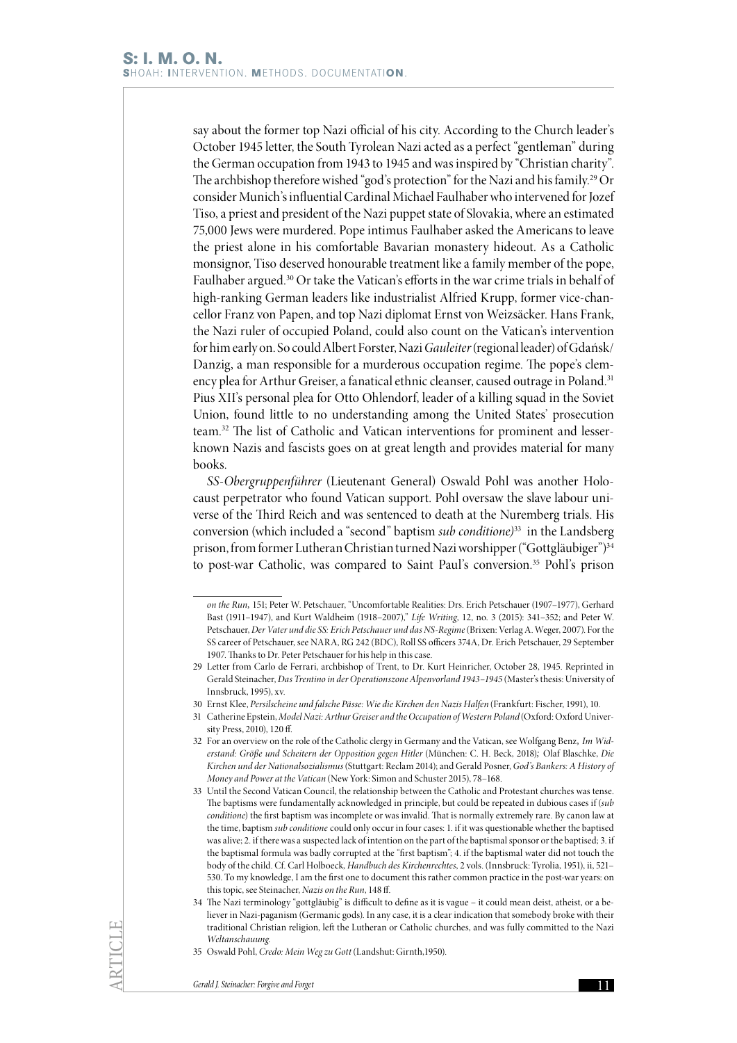say about the former top Nazi official of his city. According to the Church leader's October 1945 letter, the South Tyrolean Nazi acted as a perfect "gentleman" during the German occupation from 1943 to 1945 and was inspired by "Christian charity". The archbishop therefore wished "god's protection" for the Nazi and his family.[29] Or consider Munich's influential Cardinal Michael Faulhaber who intervened for Jozef Tiso, a priest and president of the Nazi puppet state of Slovakia, where an estimated 75,000 Jews were murdered. Pope intimus Faulhaber asked the Americans to leave the priest alone in his comfortable Bavarian monastery hideout. As a Catholic monsignor, Tiso deserved honourable treatment like a family member of the pope, Faulhaber argued.[30] Or take the Vatican's efforts in the war crime trials in behalf of high-ranking German leaders like industrialist Alfried Krupp, former vice-chancellor Franz von Papen, and top Nazi diplomat Ernst von Weizsäcker. Hans Frank, the Nazi ruler of occupied Poland, could also count on the Vatican's intervention for him early on. So could Albert Forster, Nazi *Gauleiter* (regional leader) of Gdańsk/Danzig, a man responsible for a murderous occupation regime. The pope's clemency plea for Arthur Greiser, a fanatical ethnic cleanser, caused outrage in Poland.[31] Pius XII's personal plea for Otto Ohlendorf, leader of a killing squad in the Soviet Union, found little to no understanding among the United States' prosecution team.[32] The list of Catholic and Vatican interventions for prominent and lesser-known Nazis and fascists goes on at great length and provides material for many books.

*SS-Obergruppenführer* (Lieutenant General) Oswald Pohl was another Holocaust perpetrator who found Vatican support. Pohl oversaw the slave labour universe of the Third Reich and was sentenced to death at the Nuremberg trials. His conversion (which included a "second" baptism *sub conditione*)[33] in the Landsberg prison, from former Lutheran Christian turned Nazi worshipper ("Gottgläubiger")[34] to post-war Catholic, was compared to Saint Paul's conversion.[35] Pohl's prison

---

*on the Run*, 151; Peter W. Petschauer, "Uncomfortable Realities: Drs. Erich Petschauer (1907–1977), Gerhard Bast (1911–1947), and Kurt Waldheim (1918–2007)," *Life Writing*, 12, no. 3 (2015): 341–352; and Peter W. Petschauer, *Der Vater und die SS: Erich Petschauer und das NS-Regime* (Brixen: Verlag A. Weger, 2007). For the SS career of Petschauer, see NARA, RG 242 (BDC), Roll SS officers 374A, Dr. Erich Petschauer, 29 September 1907. Thanks to Dr. Peter Petschauer for his help in this case.

29 Letter from Carlo de Ferrari, archbishop of Trent, to Dr. Kurt Heinricher, October 28, 1945. Reprinted in Gerald Steinacher, *Das Trentino in der Operationszone Alpenvorland 1943–1945* (Master's thesis: University of Innsbruck, 1995), xv.

30 Ernst Klee, *Persilscheine und falsche Pässe: Wie die Kirchen den Nazis halfen* (Frankfurt: Fischer, 1991), 10.

31 Catherine Epstein, *Model Nazi: Arthur Greiser and the Occupation of Western Poland* (Oxford: Oxford University Press, 2010), 120 ff.

32 For an overview on the role of the Catholic clergy in Germany and the Vatican, see Wolfgang Benz, *Im Widerstand: Größe und Scheitern der Opposition gegen Hitler* (München: C. H. Beck, 2018); Olaf Blaschke, *Die Kirchen und der Nationalsozialismus* (Stuttgart: Reclam 2014); and Gerald Posner, *God's Bankers: A History of Money and Power at the Vatican* (New York: Simon and Schuster 2015), 78–168.

33 Until the Second Vatican Council, the relationship between the Catholic and Protestant churches was tense. The baptisms were fundamentally acknowledged in principle, but could be repeated in dubious cases if (*sub conditione*) the first baptism was incomplete or was invalid. That is normally extremely rare. By canon law at the time, baptism *sub conditione* could only occur in four cases: 1. if it was questionable whether the baptised was alive; 2. if there was a suspected lack of intention on the part of the baptismal sponsor or the baptised; 3. if the baptismal formula was badly corrupted at the "first baptism"; 4. if the baptismal water did not touch the body of the child. Cf. Carl Holboeck, *Handbuch des Kirchenrechtes*, 2 vols. (Innsbruck: Tyrolia, 1951), ii, 521–530. To my knowledge, I am the first one to document this rather common practice in the post-war years: on this topic, see Steinacher, *Nazis on the Run*, 148 ff.

34 The Nazi terminology "gottgläubig" is difficult to define as it is vague – it could mean deist, atheist, or a believer in Nazi-paganism (Germanic gods). In any case, it is a clear indication that somebody broke with their traditional Christian religion, left the Lutheran or Catholic churches, and was fully committed to the Nazi *Weltanschauung*.

35 Oswald Pohl, *Credo: Mein Weg zu Gott* (Landshut: Girnth,1950).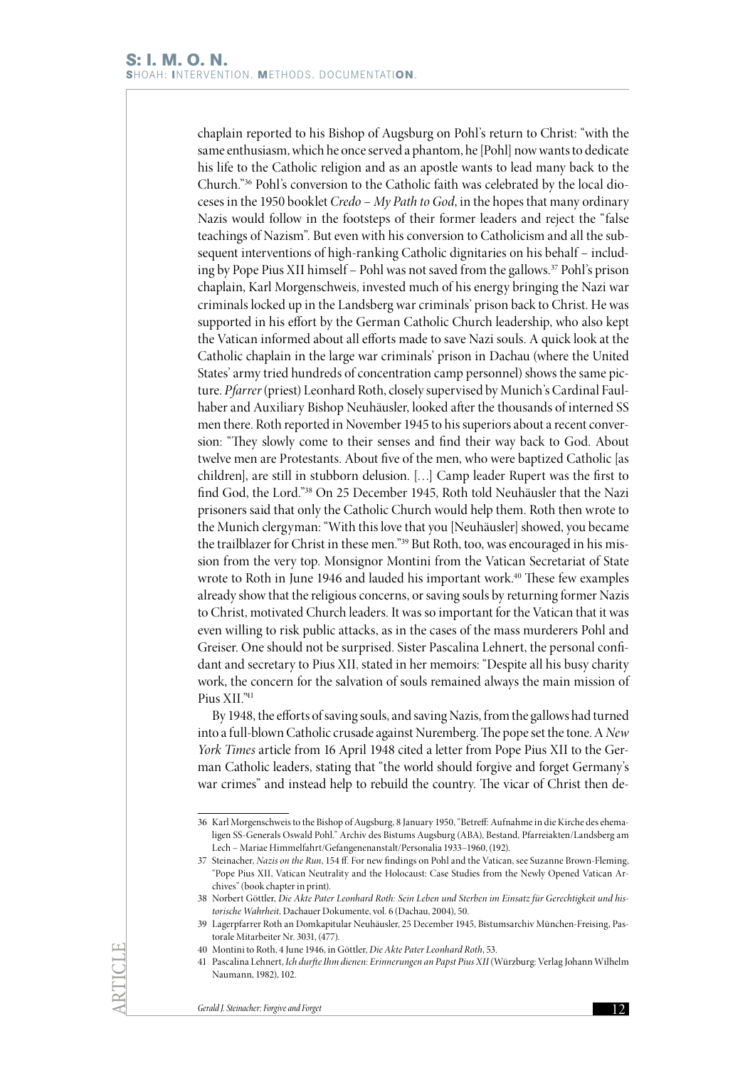chaplain reported to his Bishop of Augsburg on Pohl's return to Christ: "with the same enthusiasm, which he once served a phantom, he [Pohl] now wants to dedicate his life to the Catholic religion and as an apostle wants to lead many back to the Church."[36] Pohl's conversion to the Catholic faith was celebrated by the local dioceses in the 1950 booklet *Credo – My Path to God*, in the hopes that many ordinary Nazis would follow in the footsteps of their former leaders and reject the "false teachings of Nazism". But even with his conversion to Catholicism and all the subsequent interventions of high-ranking Catholic dignitaries on his behalf – including by Pope Pius XII himself – Pohl was not saved from the gallows.[37] Pohl's prison chaplain, Karl Morgenschweis, invested much of his energy bringing the Nazi war criminals locked up in the Landsberg war criminals' prison back to Christ. He was supported in his effort by the German Catholic Church leadership, who also kept the Vatican informed about all efforts made to save Nazi souls. A quick look at the Catholic chaplain in the large war criminals' prison in Dachau (where the United States' army tried hundreds of concentration camp personnel) shows the same picture. *Pfarrer* (priest) Leonhard Roth, closely supervised by Munich's Cardinal Faulhaber and Auxiliary Bishop Neuhäusler, looked after the thousands of interned SS men there. Roth reported in November 1945 to his superiors about a recent conversion: "They slowly come to their senses and find their way back to God. About twelve men are Protestants. About five of the men, who were baptized Catholic [as children], are still in stubborn delusion. […] Camp leader Rupert was the first to find God, the Lord."[38] On 25 December 1945, Roth told Neuhäusler that the Nazi prisoners said that only the Catholic Church would help them. Roth then wrote to the Munich clergyman: "With this love that you [Neuhäusler] showed, you became the trailblazer for Christ in these men."[39] But Roth, too, was encouraged in his mission from the very top. Monsignor Montini from the Vatican Secretariat of State wrote to Roth in June 1946 and lauded his important work.[40] These few examples already show that the religious concerns, or saving souls by returning former Nazis to Christ, motivated Church leaders. It was so important for the Vatican that it was even willing to risk public attacks, as in the cases of the mass murderers Pohl and Greiser. One should not be surprised. Sister Pascalina Lehnert, the personal confidant and secretary to Pius XII, stated in her memoirs: "Despite all his busy charity work, the concern for the salvation of souls remained always the main mission of Pius XII."[41]

By 1948, the efforts of saving souls, and saving Nazis, from the gallows had turned into a full-blown Catholic crusade against Nuremberg. The pope set the tone. A *New York Times* article from 16 April 1948 cited a letter from Pope Pius XII to the German Catholic leaders, stating that "the world should forgive and forget Germany's war crimes" and instead help to rebuild the country. The vicar of Christ then de-

---

36 Karl Morgenschweis to the Bishop of Augsburg, 8 January 1950, "Betreff: Aufnahme in die Kirche des ehemaligen SS-Generals Oswald Pohl." Archiv des Bistums Augsburg (ABA), Bestand, Pfarreiakten/Landsberg am Lech – Mariae Himmelfahrt/Gefangenenanstalt/Personalia 1933–1960, (192).

37 Steinacher, *Nazis on the Run*, 154 ff. For new findings on Pohl and the Vatican, see Suzanne Brown-Fleming, "Pope Pius XII, Vatican Neutrality and the Holocaust: Case Studies from the Newly Opened Vatican Archives" (book chapter in print).

38 Norbert Göttler, *Die Akte Pater Leonhard Roth: Sein Leben und Sterben im Einsatz für Gerechtigkeit und historische Wahrheit*, Dachauer Dokumente, vol. 6 (Dachau, 2004), 50.

39 Lagerpfarrer Roth an Domkapitular Neuhäusler, 25 December 1945, Bistumsarchiv München-Freising, Pastorale Mitarbeiter Nr. 3031, (477).

40 Montini to Roth, 4 June 1946, in Göttler, *Die Akte Pater Leonhard Roth*, 53.

41 Pascalina Lehnert, *Ich durfte Ihm dienen: Erinnerungen an Papst Pius XII* (Würzburg: Verlag Johann Wilhelm Naumann, 1982), 102.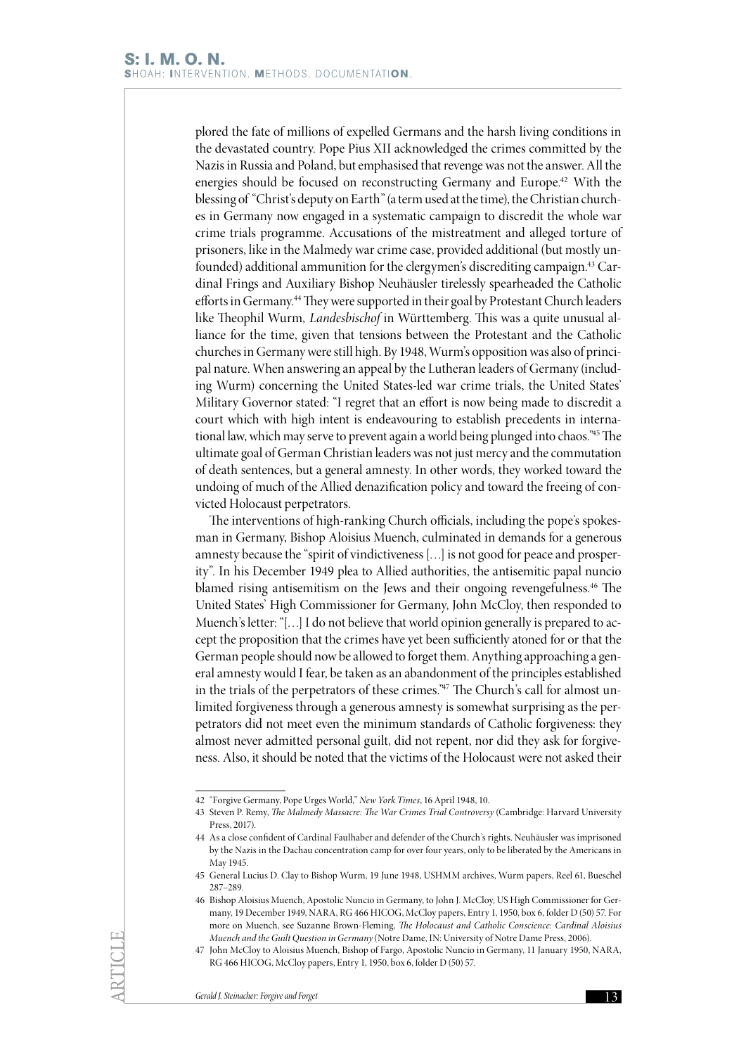plored the fate of millions of expelled Germans and the harsh living conditions in the devastated country. Pope Pius XII acknowledged the crimes committed by the Nazis in Russia and Poland, but emphasised that revenge was not the answer. All the energies should be focused on reconstructing Germany and Europe.[42] With the blessing of "Christ's deputy on Earth" (a term used at the time), the Christian churches in Germany now engaged in a systematic campaign to discredit the whole war crime trials programme. Accusations of the mistreatment and alleged torture of prisoners, like in the Malmedy war crime case, provided additional (but mostly unfounded) additional ammunition for the clergymen's discrediting campaign.[43] Cardinal Frings and Auxiliary Bishop Neuhäusler tirelessly spearheaded the Catholic efforts in Germany.[44] They were supported in their goal by Protestant Church leaders like Theophil Wurm, *Landesbischof* in Württemberg. This was a quite unusual alliance for the time, given that tensions between the Protestant and the Catholic churches in Germany were still high. By 1948, Wurm's opposition was also of principal nature. When answering an appeal by the Lutheran leaders of Germany (including Wurm) concerning the United States-led war crime trials, the United States' Military Governor stated: "I regret that an effort is now being made to discredit a court which with high intent is endeavouring to establish precedents in international law, which may serve to prevent again a world being plunged into chaos."[45] The ultimate goal of German Christian leaders was not just mercy and the commutation of death sentences, but a general amnesty. In other words, they worked toward the undoing of much of the Allied denazification policy and toward the freeing of convicted Holocaust perpetrators.

The interventions of high-ranking Church officials, including the pope's spokesman in Germany, Bishop Aloisius Muench, culminated in demands for a generous amnesty because the "spirit of vindictiveness […] is not good for peace and prosperity". In his December 1949 plea to Allied authorities, the antisemitic papal nuncio blamed rising antisemitism on the Jews and their ongoing revengefulness.[46] The United States' High Commissioner for Germany, John McCloy, then responded to Muench's letter: "[…] I do not believe that world opinion generally is prepared to accept the proposition that the crimes have yet been sufficiently atoned for or that the German people should now be allowed to forget them. Anything approaching a general amnesty would I fear, be taken as an abandonment of the principles established in the trials of the perpetrators of these crimes."[47] The Church's call for almost unlimited forgiveness through a generous amnesty is somewhat surprising as the perpetrators did not meet even the minimum standards of Catholic forgiveness: they almost never admitted personal guilt, did not repent, nor did they ask for forgiveness. Also, it should be noted that the victims of the Holocaust were not asked their

---

42 "Forgive Germany, Pope Urges World," *New York Times*, 16 April 1948, 10.

43 Steven P. Remy, *The Malmedy Massacre: The War Crimes Trial Controversy* (Cambridge: Harvard University Press, 2017).

44 As a close confident of Cardinal Faulhaber and defender of the Church's rights, Neuhäusler was imprisoned by the Nazis in the Dachau concentration camp for over four years, only to be liberated by the Americans in May 1945.

45 General Lucius D. Clay to Bishop Wurm, 19 June 1948, USHMM archives, Wurm papers, Reel 61, Bueschel 287–289.

46 Bishop Aloisius Muench, Apostolic Nuncio in Germany, to John J. McCloy, US High Commissioner for Germany, 19 December 1949, NARA, RG 466 HICOG, McCloy papers, Entry 1, 1950, box 6, folder D (50) 57. For more on Muench, see Suzanne Brown-Fleming, *The Holocaust and Catholic Conscience: Cardinal Aloisius Muench and the Guilt Question in Germany* (Notre Dame, IN: University of Notre Dame Press, 2006).

47 John McCloy to Aloisius Muench, Bishop of Fargo, Apostolic Nuncio in Germany, 11 January 1950, NARA, RG 466 HICOG, McCloy papers, Entry 1, 1950, box 6, folder D (50) 57.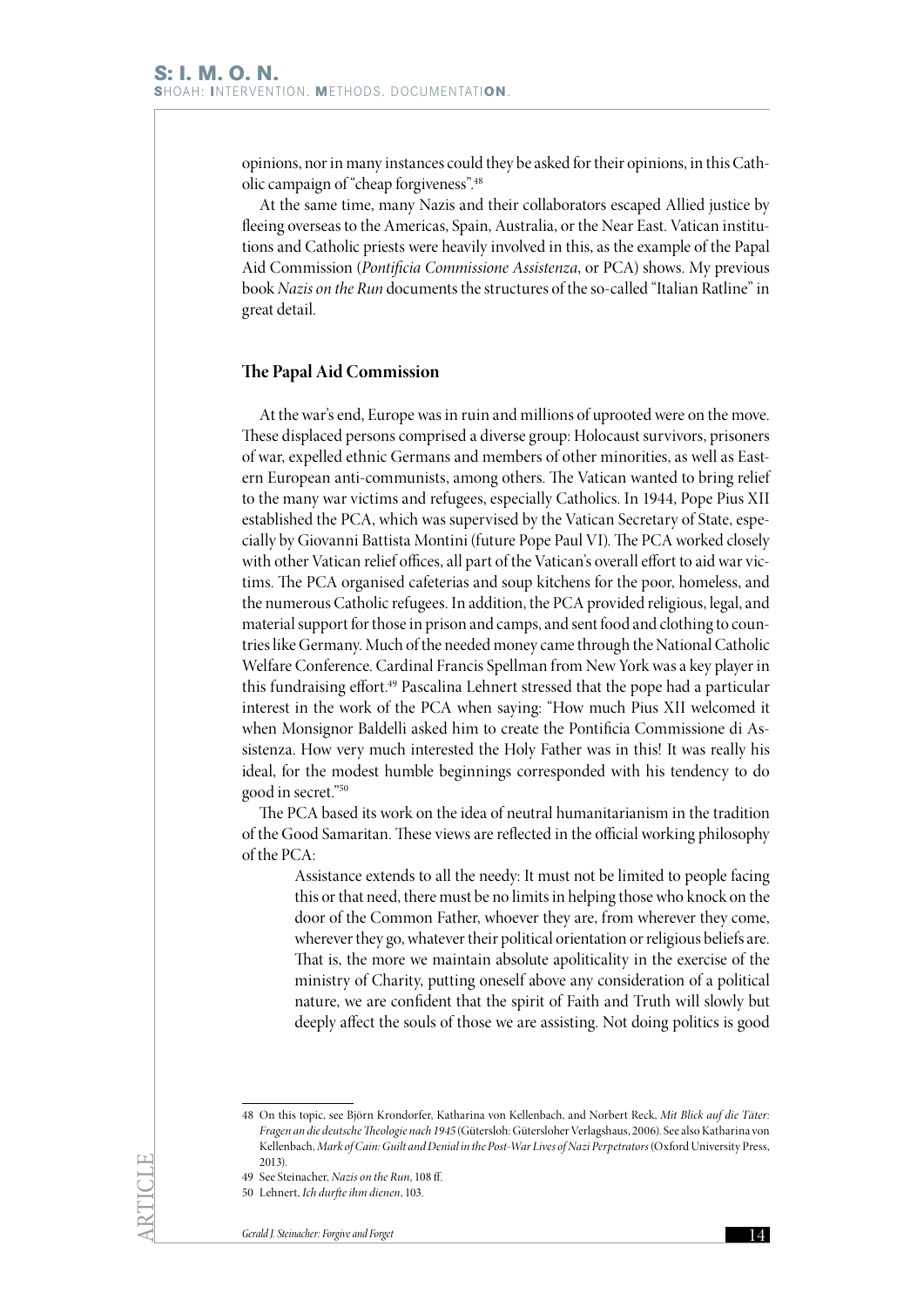opinions, nor in many instances could they be asked for their opinions, in this Catholic campaign of "cheap forgiveness".[48]

At the same time, many Nazis and their collaborators escaped Allied justice by fleeing overseas to the Americas, Spain, Australia, or the Near East. Vatican institutions and Catholic priests were heavily involved in this, as the example of the Papal Aid Commission (*Pontificia Commissione Assistenza*, or PCA) shows. My previous book *Nazis on the Run* documents the structures of the so-called "Italian Ratline" in great detail.

## The Papal Aid Commission

At the war's end, Europe was in ruin and millions of uprooted were on the move. These displaced persons comprised a diverse group: Holocaust survivors, prisoners of war, expelled ethnic Germans and members of other minorities, as well as Eastern European anti-communists, among others. The Vatican wanted to bring relief to the many war victims and refugees, especially Catholics. In 1944, Pope Pius XII established the PCA, which was supervised by the Vatican Secretary of State, especially by Giovanni Battista Montini (future Pope Paul VI). The PCA worked closely with other Vatican relief offices, all part of the Vatican's overall effort to aid war victims. The PCA organised cafeterias and soup kitchens for the poor, homeless, and the numerous Catholic refugees. In addition, the PCA provided religious, legal, and material support for those in prison and camps, and sent food and clothing to countries like Germany. Much of the needed money came through the National Catholic Welfare Conference. Cardinal Francis Spellman from New York was a key player in this fundraising effort.[49] Pascalina Lehnert stressed that the pope had a particular interest in the work of the PCA when saying: "How much Pius XII welcomed it when Monsignor Baldelli asked him to create the Pontificia Commissione di Assistenza. How very much interested the Holy Father was in this! It was really his ideal, for the modest humble beginnings corresponded with his tendency to do good in secret."[50]

The PCA based its work on the idea of neutral humanitarianism in the tradition of the Good Samaritan. These views are reflected in the official working philosophy of the PCA:

> Assistance extends to all the needy: It must not be limited to people facing this or that need, there must be no limits in helping those who knock on the door of the Common Father, whoever they are, from wherever they come, wherever they go, whatever their political orientation or religious beliefs are. That is, the more we maintain absolute apoliticality in the exercise of the ministry of Charity, putting oneself above any consideration of a political nature, we are confident that the spirit of Faith and Truth will slowly but deeply affect the souls of those we are assisting. Not doing politics is good

---

48 On this topic, see Björn Krondorfer, Katharina von Kellenbach, and Norbert Reck, *Mit Blick auf die Täter: Fragen an die deutsche Theologie nach 1945* (Gütersloh: Gütersloher Verlagshaus, 2006). See also Katharina von Kellenbach, *Mark of Cain: Guilt and Denial in the Post-War Lives of Nazi Perpetrators* (Oxford University Press, 2013).

49 See Steinacher, *Nazis on the Run*, 108 ff.

50 Lehnert, *Ich durfte ihm dienen*, 103.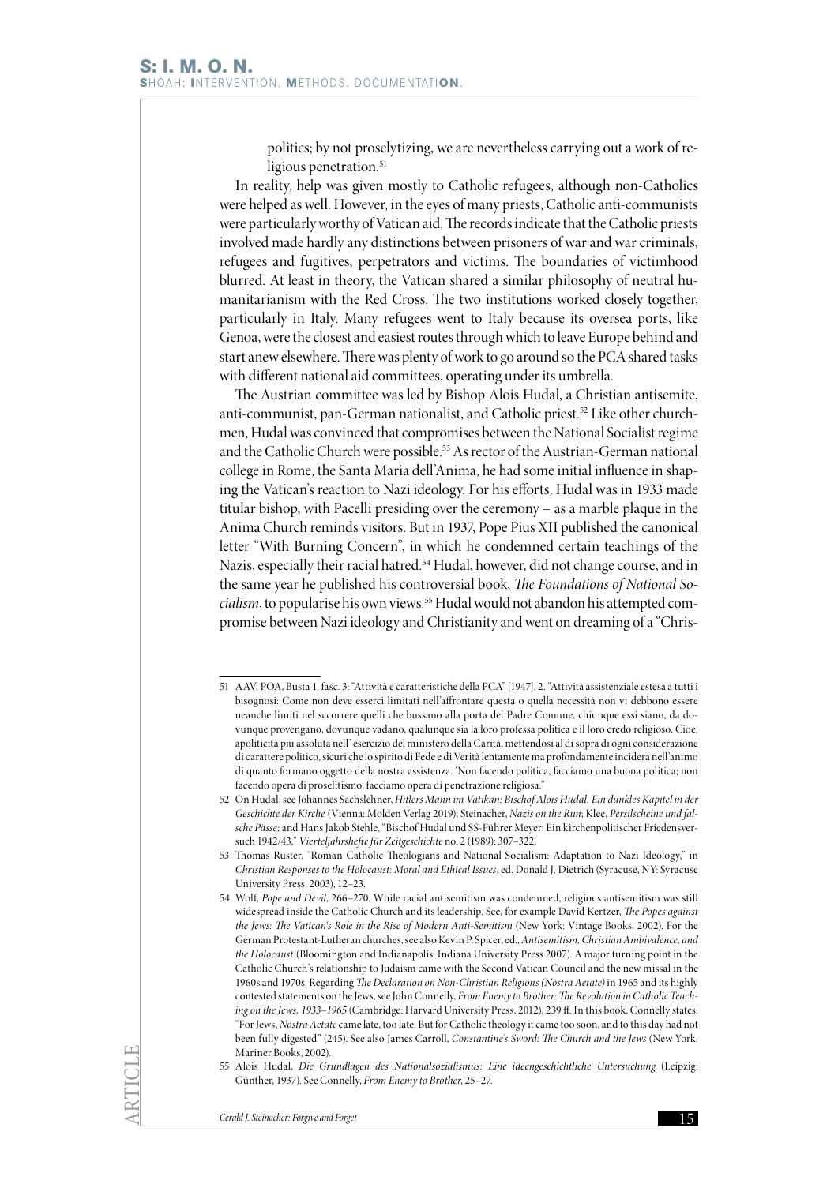politics; by not proselytizing, we are nevertheless carrying out a work of religious penetration.[51]

In reality, help was given mostly to Catholic refugees, although non-Catholics were helped as well. However, in the eyes of many priests, Catholic anti-communists were particularly worthy of Vatican aid. The records indicate that the Catholic priests involved made hardly any distinctions between prisoners of war and war criminals, refugees and fugitives, perpetrators and victims. The boundaries of victimhood blurred. At least in theory, the Vatican shared a similar philosophy of neutral humanitarianism with the Red Cross. The two institutions worked closely together, particularly in Italy. Many refugees went to Italy because its oversea ports, like Genoa, were the closest and easiest routes through which to leave Europe behind and start anew elsewhere. There was plenty of work to go around so the PCA shared tasks with different national aid committees, operating under its umbrella.

The Austrian committee was led by Bishop Alois Hudal, a Christian antisemite, anti-communist, pan-German nationalist, and Catholic priest.[52] Like other churchmen, Hudal was convinced that compromises between the National Socialist regime and the Catholic Church were possible.[53] As rector of the Austrian-German national college in Rome, the Santa Maria dell'Anima, he had some initial influence in shaping the Vatican's reaction to Nazi ideology. For his efforts, Hudal was in 1933 made titular bishop, with Pacelli presiding over the ceremony – as a marble plaque in the Anima Church reminds visitors. But in 1937, Pope Pius XII published the canonical letter "With Burning Concern", in which he condemned certain teachings of the Nazis, especially their racial hatred.[54] Hudal, however, did not change course, and in the same year he published his controversial book, *The Foundations of National Socialism*, to popularise his own views.[55] Hudal would not abandon his attempted compromise between Nazi ideology and Christianity and went on dreaming of a "Chris-

---

51 AAV, POA, Busta 1, fasc. 3: "Attività e caratteristiche della PCA" [1947], 2. "Attività assistenziale estesa a tutti i bisognosi: Come non deve esserci limitati nell'affrontare questa o quella necessità non vi debbono essere neanche limiti nel sccorrere quelli che bussano alla porta del Padre Comune, chiunque essi siano, da dovunque provengano, dovunque vadano, qualunque sia la loro professa politica e il loro credo religioso. Cioe, apoliticità piu assoluta nell' esercizio del ministero della Carità, mettendosi al di sopra di ogni considerazione di carattere politico, sicuri che lo spirito di Fede e di Verità lentamente ma profondamente incidera nell'animo di quanto formano oggetto della nostra assistenza. 'Non facendo politica, facciamo una buona politica; non facendo opera di proselitismo, facciamo opera di penetrazione religiosa."

52 On Hudal, see Johannes Sachslehner, *Hitlers Mann im Vatikan: Bischof Alois Hudal. Ein dunkles Kapitel in der Geschichte der Kirche* (Vienna: Molden Verlag 2019); Steinacher, *Nazis on the Run*; Klee, *Persilscheine und falsche Pässe*; and Hans Jakob Stehle, "Bischof Hudal und SS-Führer Meyer: Ein kirchenpolitischer Friedensversuch 1942/43," *Vierteljahrshefte für Zeitgeschichte* no. 2 (1989): 307–322.

53 Thomas Ruster, "Roman Catholic Theologians and National Socialism: Adaptation to Nazi Ideology," in *Christian Responses to the Holocaust: Moral and Ethical Issues*, ed. Donald J. Dietrich (Syracuse, NY: Syracuse University Press, 2003), 12–23.

54 Wolf, *Pope and Devil*, 266–270. While racial antisemitism was condemned, religious antisemitism was still widespread inside the Catholic Church and its leadership. See, for example David Kertzer, *The Popes against the Jews: The Vatican's Role in the Rise of Modern Anti-Semitism* (New York: Vintage Books, 2002). For the German Protestant-Lutheran churches, see also Kevin P. Spicer, ed., *Antisemitism, Christian Ambivalence, and the Holocaust* (Bloomington and Indianapolis: Indiana University Press 2007). A major turning point in the Catholic Church's relationship to Judaism came with the Second Vatican Council and the new missal in the 1960s and 1970s. Regarding *The Declaration on Non-Christian Religions (Nostra Aetate)* in 1965 and its highly contested statements on the Jews, see John Connelly, *From Enemy to Brother: The Revolution in Catholic Teaching on the Jews, 1933–1965* (Cambridge: Harvard University Press, 2012), 239 ff. In this book, Connelly states: "For Jews, *Nostra Aetate* came late, too late. But for Catholic theology it came too soon, and to this day had not been fully digested" (245). See also James Carroll, *Constantine's Sword: The Church and the Jews* (New York: Mariner Books, 2002).

55 Alois Hudal, *Die Grundlagen des Nationalsozialismus: Eine ideengeschichtliche Untersuchung* (Leipzig: Günther, 1937). See Connelly, *From Enemy to Brother*, 25–27.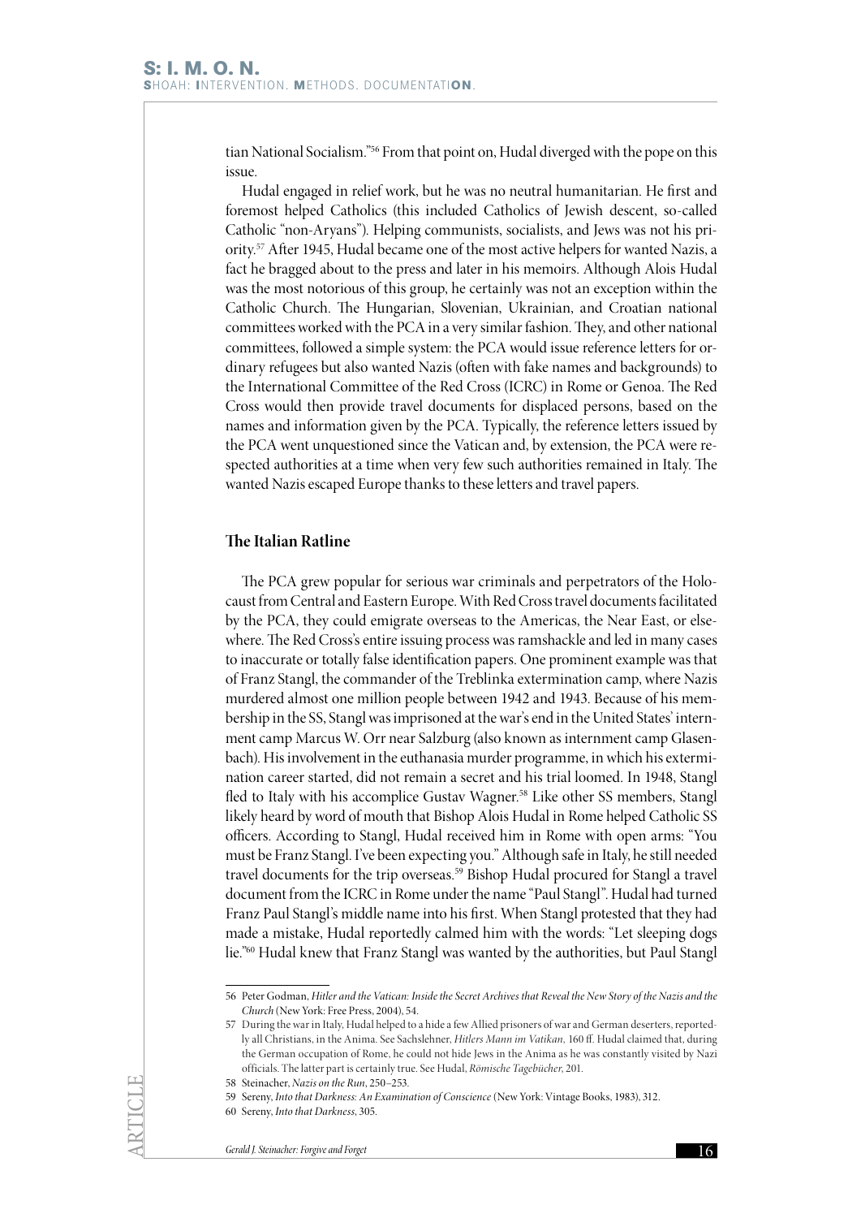tian National Socialism."[56] From that point on, Hudal diverged with the pope on this issue.

Hudal engaged in relief work, but he was no neutral humanitarian. He first and foremost helped Catholics (this included Catholics of Jewish descent, so-called Catholic "non-Aryans"). Helping communists, socialists, and Jews was not his priority.[57] After 1945, Hudal became one of the most active helpers for wanted Nazis, a fact he bragged about to the press and later in his memoirs. Although Alois Hudal was the most notorious of this group, he certainly was not an exception within the Catholic Church. The Hungarian, Slovenian, Ukrainian, and Croatian national committees worked with the PCA in a very similar fashion. They, and other national committees, followed a simple system: the PCA would issue reference letters for ordinary refugees but also wanted Nazis (often with fake names and backgrounds) to the International Committee of the Red Cross (ICRC) in Rome or Genoa. The Red Cross would then provide travel documents for displaced persons, based on the names and information given by the PCA. Typically, the reference letters issued by the PCA went unquestioned since the Vatican and, by extension, the PCA were respected authorities at a time when very few such authorities remained in Italy. The wanted Nazis escaped Europe thanks to these letters and travel papers.

## The Italian Ratline

The PCA grew popular for serious war criminals and perpetrators of the Holocaust from Central and Eastern Europe. With Red Cross travel documents facilitated by the PCA, they could emigrate overseas to the Americas, the Near East, or elsewhere. The Red Cross's entire issuing process was ramshackle and led in many cases to inaccurate or totally false identification papers. One prominent example was that of Franz Stangl, the commander of the Treblinka extermination camp, where Nazis murdered almost one million people between 1942 and 1943. Because of his membership in the SS, Stangl was imprisoned at the war's end in the United States' internment camp Marcus W. Orr near Salzburg (also known as internment camp Glasenbach). His involvement in the euthanasia murder programme, in which his extermination career started, did not remain a secret and his trial loomed. In 1948, Stangl fled to Italy with his accomplice Gustav Wagner.[58] Like other SS members, Stangl likely heard by word of mouth that Bishop Alois Hudal in Rome helped Catholic SS officers. According to Stangl, Hudal received him in Rome with open arms: "You must be Franz Stangl. I've been expecting you." Although safe in Italy, he still needed travel documents for the trip overseas.[59] Bishop Hudal procured for Stangl a travel document from the ICRC in Rome under the name "Paul Stangl". Hudal had turned Franz Paul Stangl's middle name into his first. When Stangl protested that they had made a mistake, Hudal reportedly calmed him with the words: "Let sleeping dogs lie."[60] Hudal knew that Franz Stangl was wanted by the authorities, but Paul Stangl

---

56 Peter Godman, *Hitler and the Vatican: Inside the Secret Archives that Reveal the New Story of the Nazis and the Church* (New York: Free Press, 2004), 54.

57 During the war in Italy, Hudal helped to a hide a few Allied prisoners of war and German deserters, reportedly all Christians, in the Anima. See Sachslehner, *Hitlers Mann im Vatikan*, 160 ff. Hudal claimed that, during the German occupation of Rome, he could not hide Jews in the Anima as he was constantly visited by Nazi officials. The latter part is certainly true. See Hudal, *Römische Tagebücher*, 201.

58 Steinacher, *Nazis on the Run*, 250–253.

59 Sereny, *Into that Darkness: An Examination of Conscience* (New York: Vintage Books, 1983), 312.

60 Sereny, *Into that Darkness*, 305.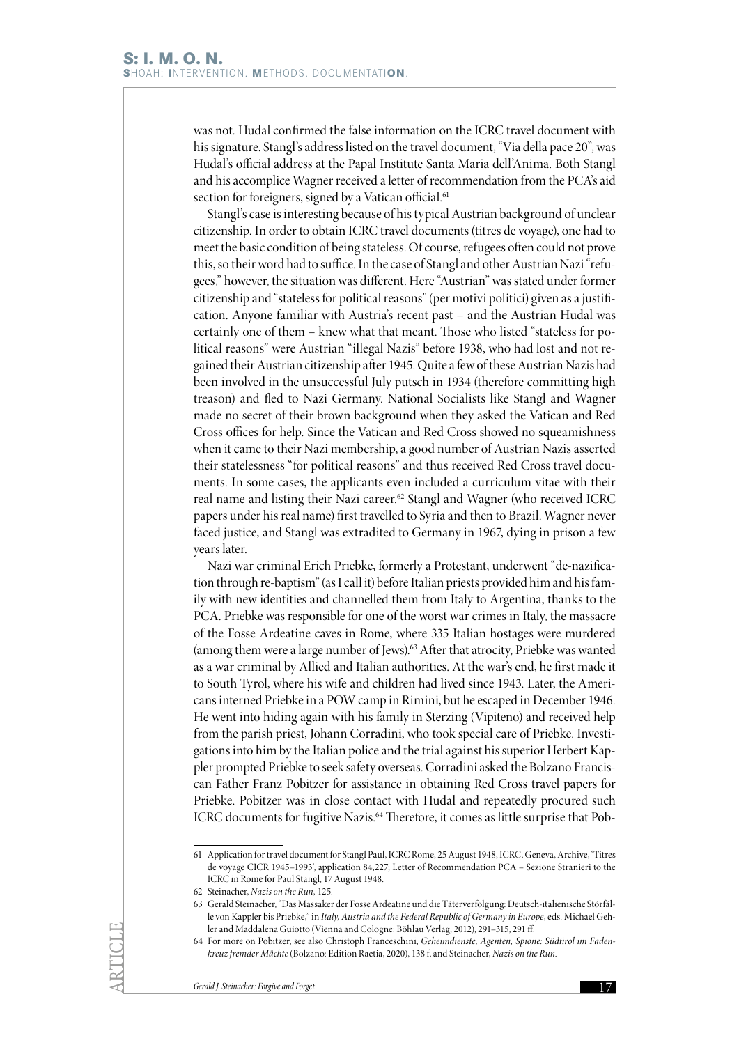was not. Hudal confirmed the false information on the ICRC travel document with his signature. Stangl's address listed on the travel document, "Via della pace 20", was Hudal's official address at the Papal Institute Santa Maria dell'Anima. Both Stangl and his accomplice Wagner received a letter of recommendation from the PCA's aid section for foreigners, signed by a Vatican official.[61]

Stangl's case is interesting because of his typical Austrian background of unclear citizenship. In order to obtain ICRC travel documents (titres de voyage), one had to meet the basic condition of being stateless. Of course, refugees often could not prove this, so their word had to suffice. In the case of Stangl and other Austrian Nazi "refugees," however, the situation was different. Here "Austrian" was stated under former citizenship and "stateless for political reasons" (per motivi politici) given as a justification. Anyone familiar with Austria's recent past – and the Austrian Hudal was certainly one of them – knew what that meant. Those who listed "stateless for political reasons" were Austrian "illegal Nazis" before 1938, who had lost and not regained their Austrian citizenship after 1945. Quite a few of these Austrian Nazis had been involved in the unsuccessful July putsch in 1934 (therefore committing high treason) and fled to Nazi Germany. National Socialists like Stangl and Wagner made no secret of their brown background when they asked the Vatican and Red Cross offices for help. Since the Vatican and Red Cross showed no squeamishness when it came to their Nazi membership, a good number of Austrian Nazis asserted their statelessness "for political reasons" and thus received Red Cross travel documents. In some cases, the applicants even included a curriculum vitae with their real name and listing their Nazi career.[62] Stangl and Wagner (who received ICRC papers under his real name) first travelled to Syria and then to Brazil. Wagner never faced justice, and Stangl was extradited to Germany in 1967, dying in prison a few years later.

Nazi war criminal Erich Priebke, formerly a Protestant, underwent "de-nazification through re-baptism" (as I call it) before Italian priests provided him and his family with new identities and channelled them from Italy to Argentina, thanks to the PCA. Priebke was responsible for one of the worst war crimes in Italy, the massacre of the Fosse Ardeatine caves in Rome, where 335 Italian hostages were murdered (among them were a large number of Jews).[63] After that atrocity, Priebke was wanted as a war criminal by Allied and Italian authorities. At the war's end, he first made it to South Tyrol, where his wife and children had lived since 1943. Later, the Americans interned Priebke in a POW camp in Rimini, but he escaped in December 1946. He went into hiding again with his family in Sterzing (Vipiteno) and received help from the parish priest, Johann Corradini, who took special care of Priebke. Investigations into him by the Italian police and the trial against his superior Herbert Kappler prompted Priebke to seek safety overseas. Corradini asked the Bolzano Franciscan Father Franz Pobitzer for assistance in obtaining Red Cross travel papers for Priebke. Pobitzer was in close contact with Hudal and repeatedly procured such ICRC documents for fugitive Nazis.[64] Therefore, it comes as little surprise that Pob-

---

61 Application for travel document for Stangl Paul, ICRC Rome, 25 August 1948, ICRC, Geneva, Archive, 'Titres de voyage CICR 1945–1993', application 84,227; Letter of Recommendation PCA – Sezione Stranieri to the ICRC in Rome for Paul Stangl, 17 August 1948.

62 Steinacher, *Nazis on the Run*, 125.

63 Gerald Steinacher, "Das Massaker der Fosse Ardeatine und die Täterverfolgung: Deutsch-italienische Störfälle von Kappler bis Priebke," in *Italy, Austria and the Federal Republic of Germany in Europe*, eds. Michael Gehler and Maddalena Guiotto (Vienna and Cologne: Böhlau Verlag, 2012), 291–315, 291 ff.

64 For more on Pobitzer, see also Christoph Franceschini, *Geheimdienste, Agenten, Spione: Südtirol im Fadenkreuz fremder Mächte* (Bolzano: Edition Raetia, 2020), 138 f, and Steinacher, *Nazis on the Run*.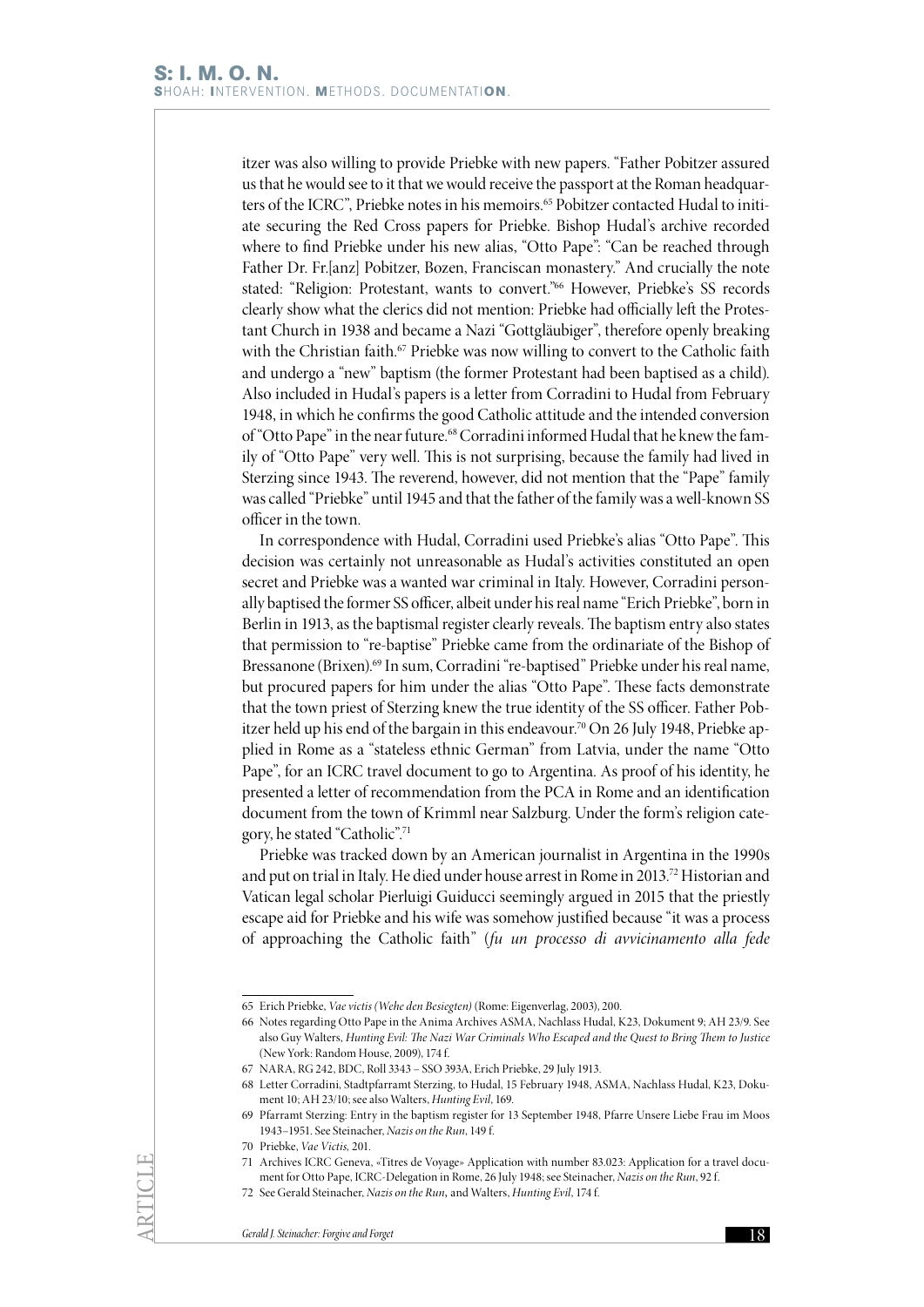itzer was also willing to provide Priebke with new papers. "Father Pobitzer assured us that he would see to it that we would receive the passport at the Roman headquarters of the ICRC", Priebke notes in his memoirs.[65] Pobitzer contacted Hudal to initiate securing the Red Cross papers for Priebke. Bishop Hudal's archive recorded where to find Priebke under his new alias, "Otto Pape": "Can be reached through Father Dr. Fr.[anz] Pobitzer, Bozen, Franciscan monastery." And crucially the note stated: "Religion: Protestant, wants to convert."[66] However, Priebke's SS records clearly show what the clerics did not mention: Priebke had officially left the Protestant Church in 1938 and became a Nazi "Gottgläubiger", therefore openly breaking with the Christian faith.[67] Priebke was now willing to convert to the Catholic faith and undergo a "new" baptism (the former Protestant had been baptised as a child). Also included in Hudal's papers is a letter from Corradini to Hudal from February 1948, in which he confirms the good Catholic attitude and the intended conversion of "Otto Pape" in the near future.[68] Corradini informed Hudal that he knew the family of "Otto Pape" very well. This is not surprising, because the family had lived in Sterzing since 1943. The reverend, however, did not mention that the "Pape" family was called "Priebke" until 1945 and that the father of the family was a well-known SS officer in the town.

In correspondence with Hudal, Corradini used Priebke's alias "Otto Pape". This decision was certainly not unreasonable as Hudal's activities constituted an open secret and Priebke was a wanted war criminal in Italy. However, Corradini personally baptised the former SS officer, albeit under his real name "Erich Priebke", born in Berlin in 1913, as the baptismal register clearly reveals. The baptism entry also states that permission to "re-baptise" Priebke came from the ordinariate of the Bishop of Bressanone (Brixen).[69] In sum, Corradini "re-baptised" Priebke under his real name, but procured papers for him under the alias "Otto Pape". These facts demonstrate that the town priest of Sterzing knew the true identity of the SS officer. Father Pobitzer held up his end of the bargain in this endeavour.[70] On 26 July 1948, Priebke applied in Rome as a "stateless ethnic German" from Latvia, under the name "Otto Pape", for an ICRC travel document to go to Argentina. As proof of his identity, he presented a letter of recommendation from the PCA in Rome and an identification document from the town of Krimml near Salzburg. Under the form's religion category, he stated "Catholic".[71]

Priebke was tracked down by an American journalist in Argentina in the 1990s and put on trial in Italy. He died under house arrest in Rome in 2013.[72] Historian and Vatican legal scholar Pierluigi Guiducci seemingly argued in 2015 that the priestly escape aid for Priebke and his wife was somehow justified because "it was a process of approaching the Catholic faith" (*fu un processo di avvicinamento alla fede*

---

65 Erich Priebke, *Vae victis (Wehe den Besiegten)* (Rome: Eigenverlag, 2003), 200.

66 Notes regarding Otto Pape in the Anima Archives ASMA, Nachlass Hudal, K23, Dokument 9; AH 23/9. See also Guy Walters, *Hunting Evil: The Nazi War Criminals Who Escaped and the Quest to Bring Them to Justice* (New York: Random House, 2009), 174 f.

67 NARA, RG 242, BDC, Roll 3343 – SSO 393A, Erich Priebke, 29 July 1913.

68 Letter Corradini, Stadtpfarramt Sterzing, to Hudal, 15 February 1948, ASMA, Nachlass Hudal, K23, Dokument 10; AH 23/10; see also Walters, *Hunting Evil*, 169.

69 Pfarramt Sterzing: Entry in the baptism register for 13 September 1948, Pfarre Unsere Liebe Frau im Moos 1943–1951. See Steinacher, *Nazis on the Run*, 149 f.

70 Priebke, *Vae Victis*, 201.

71 Archives ICRC Geneva, «Titres de Voyage» Application with number 83.023: Application for a travel document for Otto Pape, ICRC-Delegation in Rome, 26 July 1948; see Steinacher, *Nazis on the Run*, 92 f.

72 See Gerald Steinacher, *Nazis on the Run*, and Walters, *Hunting Evil*, 174 f.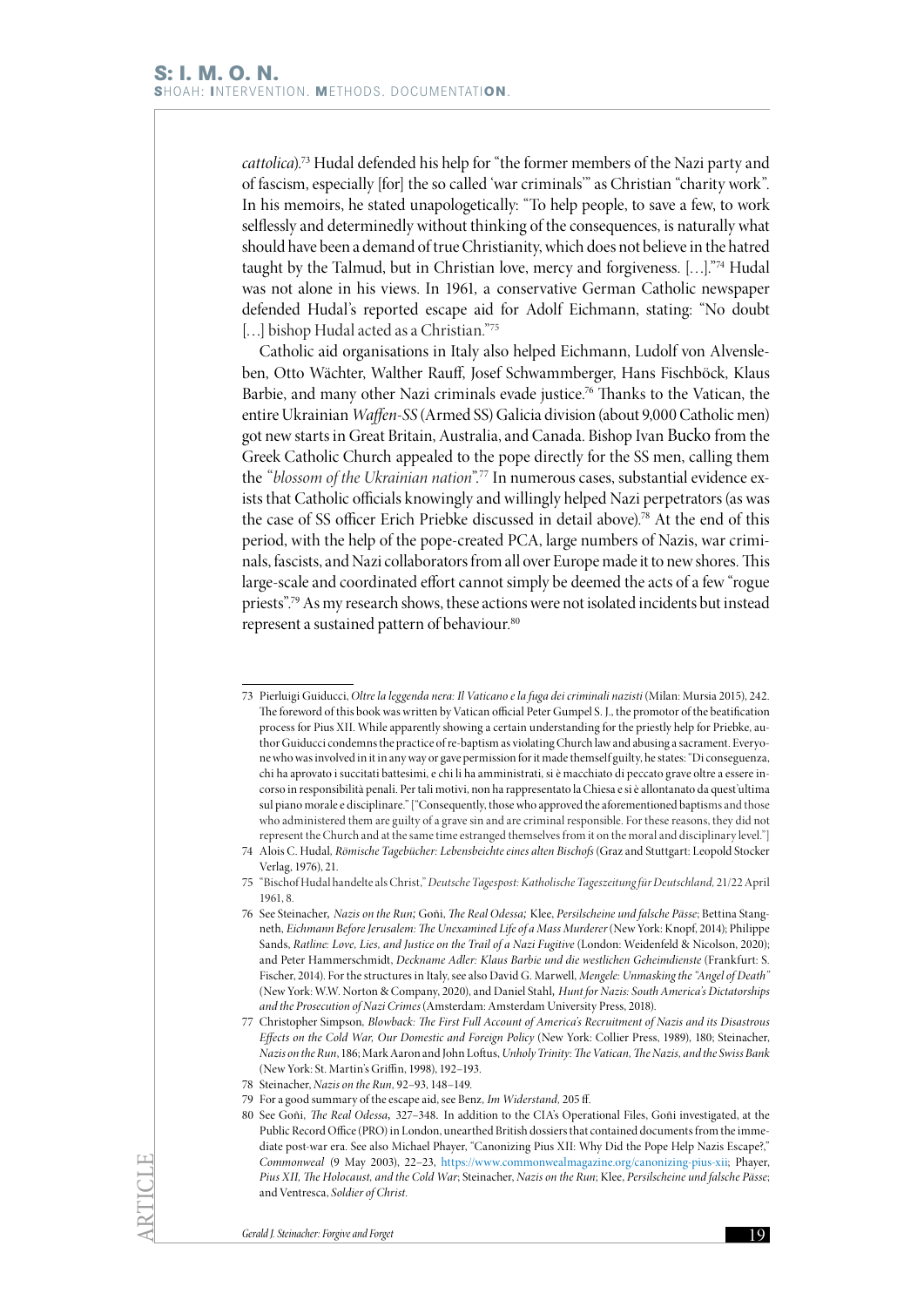*cattolica*).[73] Hudal defended his help for "the former members of the Nazi party and of fascism, especially [for] the so called 'war criminals'" as Christian "charity work". In his memoirs, he stated unapologetically: "To help people, to save a few, to work selflessly and determinedly without thinking of the consequences, is naturally what should have been a demand of true Christianity, which does not believe in the hatred taught by the Talmud, but in Christian love, mercy and forgiveness. […]."[74] Hudal was not alone in his views. In 1961, a conservative German Catholic newspaper defended Hudal's reported escape aid for Adolf Eichmann, stating: "No doubt […] bishop Hudal acted as a Christian."[75]

Catholic aid organisations in Italy also helped Eichmann, Ludolf von Alvensleben, Otto Wächter, Walther Rauff, Josef Schwammberger, Hans Fischböck, Klaus Barbie, and many other Nazi criminals evade justice.[76] Thanks to the Vatican, the entire Ukrainian *Waffen-SS* (Armed SS) Galicia division (about 9,000 Catholic men) got new starts in Great Britain, Australia, and Canada. Bishop Ivan Bucko from the Greek Catholic Church appealed to the pope directly for the SS men, calling them the *"blossom of the Ukrainian nation"*.[77] In numerous cases, substantial evidence exists that Catholic officials knowingly and willingly helped Nazi perpetrators (as was the case of SS officer Erich Priebke discussed in detail above).[78] At the end of this period, with the help of the pope-created PCA, large numbers of Nazis, war criminals, fascists, and Nazi collaborators from all over Europe made it to new shores. This large-scale and coordinated effort cannot simply be deemed the acts of a few "rogue priests".[79] As my research shows, these actions were not isolated incidents but instead represent a sustained pattern of behaviour.[80]

---

73 Pierluigi Guiducci, *Oltre la leggenda nera: Il Vaticano e la fuga dei criminali nazisti* (Milan: Mursia 2015), 242. The foreword of this book was written by Vatican official Peter Gumpel S. J., the promotor of the beatification process for Pius XII. While apparently showing a certain understanding for the priestly help for Priebke, author Guiducci condemns the practice of re-baptism as violating Church law and abusing a sacrament. Everyone who was involved in it in any way or gave permission for it made themself guilty, he states: "Di conseguenza, chi ha aprovato i succitati battesimi, e chi li ha amministrati, si è macchiato di peccato grave oltre a essere incorso in responsibilità penali. Per tali motivi, non ha rappresentato la Chiesa e si è allontanato da quest'ultima sul piano morale e disciplinare." ["Consequently, those who approved the aforementioned baptisms and those who administered them are guilty of a grave sin and are criminal responsible. For these reasons, they did not represent the Church and at the same time estranged themselves from it on the moral and disciplinary level."]

74 Alois C. Hudal, *Römische Tagebücher: Lebensbeichte eines alten Bischofs* (Graz and Stuttgart: Leopold Stocker Verlag, 1976), 21.

75 "Bischof Hudal handelte als Christ," *Deutsche Tagespost: Katholische Tageszeitung für Deutschland,* 21/22 April 1961, 8.

76 See Steinacher, *Nazis on the Run;* Goñi, *The Real Odessa;* Klee, *Persilscheine und falsche Pässe*; Bettina Stangneth, *Eichmann Before Jerusalem: The Unexamined Life of a Mass Murderer* (New York: Knopf, 2014); Philippe Sands, *Ratline: Love, Lies, and Justice on the Trail of a Nazi Fugitive* (London: Weidenfeld & Nicolson, 2020); and Peter Hammerschmidt, *Deckname Adler: Klaus Barbie und die westlichen Geheimdienste* (Frankfurt: S. Fischer, 2014). For the structures in Italy, see also David G. Marwell, *Mengele: Unmasking the "Angel of Death"* (New York: W.W. Norton & Company, 2020), and Daniel Stahl*, Hunt for Nazis: South America's Dictatorships and the Prosecution of Nazi Crimes* (Amsterdam: Amsterdam University Press, 2018).

77 Christopher Simpson, *Blowback: The First Full Account of America's Recruitment of Nazis and its Disastrous Effects on the Cold War, Our Domestic and Foreign Policy* (New York: Collier Press, 1989), 180; Steinacher, *Nazis on the Run*, 186; Mark Aaron and John Loftus, *Unholy Trinity: The Vatican, The Nazis, and the Swiss Bank* (New York: St. Martin's Griffin, 1998), 192–193.

78 Steinacher, *Nazis on the Run*, 92–93, 148–149.

79 For a good summary of the escape aid, see Benz, *Im Widerstand*, 205 ff.

80 See Goñi, *The Real Odessa,* 327–348. In addition to the CIA's Operational Files, Goñi investigated, at the Public Record Office (PRO) in London, unearthed British dossiers that contained documents from the immediate post-war era. See also Michael Phayer, "Canonizing Pius XII: Why Did the Pope Help Nazis Escape?," *Commonweal* (9 May 2003), 22–23, https://www.commonwealmagazine.org/canonizing-pius-xii; Phayer, *Pius XII, The Holocaust, and the Cold War*; Steinacher, *Nazis on the Run*; Klee, *Persilscheine und falsche Pässe*; and Ventresca, *Soldier of Christ*.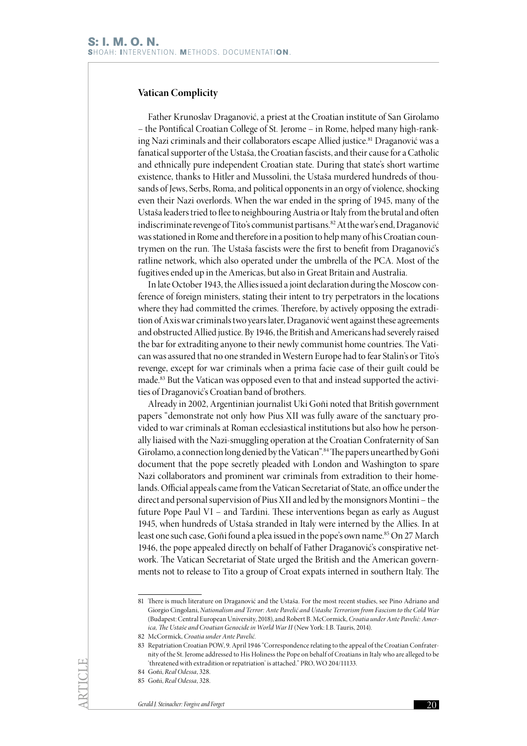## Vatican Complicity

Father Krunoslav Draganović, a priest at the Croatian institute of San Girolamo – the Pontifical Croatian College of St. Jerome – in Rome, helped many high-ranking Nazi criminals and their collaborators escape Allied justice.[81] Draganović was a fanatical supporter of the Ustaša, the Croatian fascists, and their cause for a Catholic and ethnically pure independent Croatian state. During that state's short wartime existence, thanks to Hitler and Mussolini, the Ustaša murdered hundreds of thousands of Jews, Serbs, Roma, and political opponents in an orgy of violence, shocking even their Nazi overlords. When the war ended in the spring of 1945, many of the Ustaša leaders tried to flee to neighbouring Austria or Italy from the brutal and often indiscriminate revenge of Tito's communist partisans.[82] At the war's end, Draganović was stationed in Rome and therefore in a position to help many of his Croatian countrymen on the run. The Ustaša fascists were the first to benefit from Draganović's ratline network, which also operated under the umbrella of the PCA. Most of the fugitives ended up in the Americas, but also in Great Britain and Australia.

In late October 1943, the Allies issued a joint declaration during the Moscow conference of foreign ministers, stating their intent to try perpetrators in the locations where they had committed the crimes. Therefore, by actively opposing the extradition of Axis war criminals two years later, Draganović went against these agreements and obstructed Allied justice. By 1946, the British and Americans had severely raised the bar for extraditing anyone to their newly communist home countries. The Vatican was assured that no one stranded in Western Europe had to fear Stalin's or Tito's revenge, except for war criminals when a prima facie case of their guilt could be made.[83] But the Vatican was opposed even to that and instead supported the activities of Draganović's Croatian band of brothers.

Already in 2002, Argentinian journalist Uki Goñi noted that British government papers "demonstrate not only how Pius XII was fully aware of the sanctuary provided to war criminals at Roman ecclesiastical institutions but also how he personally liaised with the Nazi-smuggling operation at the Croatian Confraternity of San Girolamo, a connection long denied by the Vatican".[84] The papers unearthed by Goñi document that the pope secretly pleaded with London and Washington to spare Nazi collaborators and prominent war criminals from extradition to their homelands. Official appeals came from the Vatican Secretariat of State, an office under the direct and personal supervision of Pius XII and led by the monsignors Montini – the future Pope Paul VI – and Tardini. These interventions began as early as August 1945, when hundreds of Ustaša stranded in Italy were interned by the Allies. In at least one such case, Goñi found a plea issued in the pope's own name.[85] On 27 March 1946, the pope appealed directly on behalf of Father Draganović's conspirative network. The Vatican Secretariat of State urged the British and the American governments not to release to Tito a group of Croat expats interned in southern Italy. The

---

81 There is much literature on Draganović and the Ustaša. For the most recent studies, see Pino Adriano and Giorgio Cingolani, *Nationalism and Terror: Ante Pavelić and Ustashe Terrorism from Fascism to the Cold War* (Budapest: Central European University, 2018), and Robert B. McCormick, *Croatia under Ante Pavelić: America, The Ustaše and Croatian Genocide in World War II* (New York: I.B. Tauris, 2014).

82 McCormick, *Croatia under Ante Pavelić.*

83 Repatriation Croatian POW, 9. April 1946 "Correspondence relating to the appeal of the Croatian Confraternity of the St. Jerome addressed to His Holiness the Pope on behalf of Croatians in Italy who are alleged to be 'threatened with extradition or repatriation' is attached." PRO, WO 204/11133.

84 Goñi, *Real Odessa*, 328.

85 Goñi, *Real Odessa*, 328.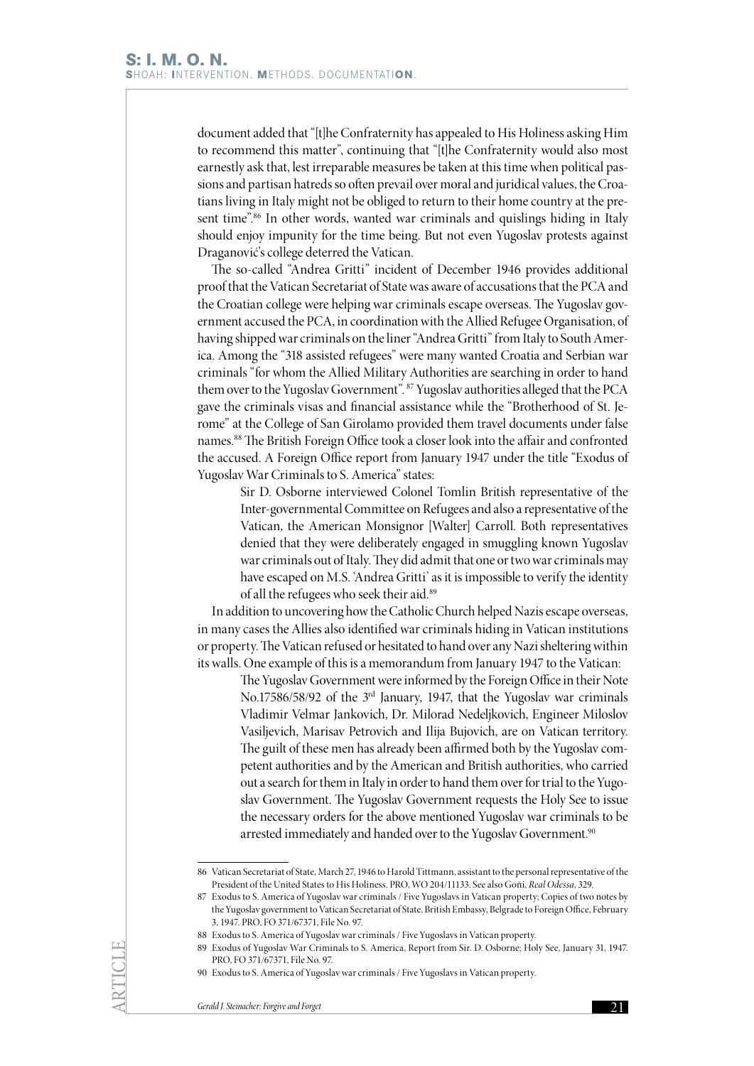document added that "[t]he Confraternity has appealed to His Holiness asking Him to recommend this matter", continuing that "[t]he Confraternity would also most earnestly ask that, lest irreparable measures be taken at this time when political passions and partisan hatreds so often prevail over moral and juridical values, the Croatians living in Italy might not be obliged to return to their home country at the present time".[86] In other words, wanted war criminals and quislings hiding in Italy should enjoy impunity for the time being. But not even Yugoslav protests against Draganović's college deterred the Vatican.

The so-called "Andrea Gritti" incident of December 1946 provides additional proof that the Vatican Secretariat of State was aware of accusations that the PCA and the Croatian college were helping war criminals escape overseas. The Yugoslav government accused the PCA, in coordination with the Allied Refugee Organisation, of having shipped war criminals on the liner "Andrea Gritti" from Italy to South America. Among the "318 assisted refugees" were many wanted Croatia and Serbian war criminals "for whom the Allied Military Authorities are searching in order to hand them over to the Yugoslav Government".[87] Yugoslav authorities alleged that the PCA gave the criminals visas and financial assistance while the "Brotherhood of St. Jerome" at the College of San Girolamo provided them travel documents under false names.[88] The British Foreign Office took a closer look into the affair and confronted the accused. A Foreign Office report from January 1947 under the title "Exodus of Yugoslav War Criminals to S. America" states:

> Sir D. Osborne interviewed Colonel Tomlin British representative of the Inter-governmental Committee on Refugees and also a representative of the Vatican, the American Monsignor [Walter] Carroll. Both representatives denied that they were deliberately engaged in smuggling known Yugoslav war criminals out of Italy. They did admit that one or two war criminals may have escaped on M.S. 'Andrea Gritti' as it is impossible to verify the identity of all the refugees who seek their aid.[89]

In addition to uncovering how the Catholic Church helped Nazis escape overseas, in many cases the Allies also identified war criminals hiding in Vatican institutions or property. The Vatican refused or hesitated to hand over any Nazi sheltering within its walls. One example of this is a memorandum from January 1947 to the Vatican:

> The Yugoslav Government were informed by the Foreign Office in their Note No.17586/58/92 of the 3rd January, 1947, that the Yugoslav war criminals Vladimir Velmar Jankovich, Dr. Milorad Nedeljkovich, Engineer Miloslov Vasiljevich, Marisav Petrovich and Ilija Bujovich, are on Vatican territory. The guilt of these men has already been affirmed both by the Yugoslav competent authorities and by the American and British authorities, who carried out a search for them in Italy in order to hand them over for trial to the Yugoslav Government. The Yugoslav Government requests the Holy See to issue the necessary orders for the above mentioned Yugoslav war criminals to be arrested immediately and handed over to the Yugoslav Government.[90]

---

86 Vatican Secretariat of State, March 27, 1946 to Harold Tittmann, assistant to the personal representative of the President of the United States to His Holiness. PRO, WO 204/11133. See also Goñi, *Real Odessa*, 329.

87 Exodus to S. America of Yugoslav war criminals / Five Yugoslavs in Vatican property; Copies of two notes by the Yugoslav government to Vatican Secretariat of State, British Embassy, Belgrade to Foreign Office, February 3, 1947. PRO, FO 371/67371, File No. 97.

88 Exodus to S. America of Yugoslav war criminals / Five Yugoslavs in Vatican property.

89 Exodus of Yugoslav War Criminals to S. America, Report from Sir. D. Osborne; Holy See, January 31, 1947. PRO, FO 371/67371, File No. 97.

90 Exodus to S. America of Yugoslav war criminals / Five Yugoslavs in Vatican property.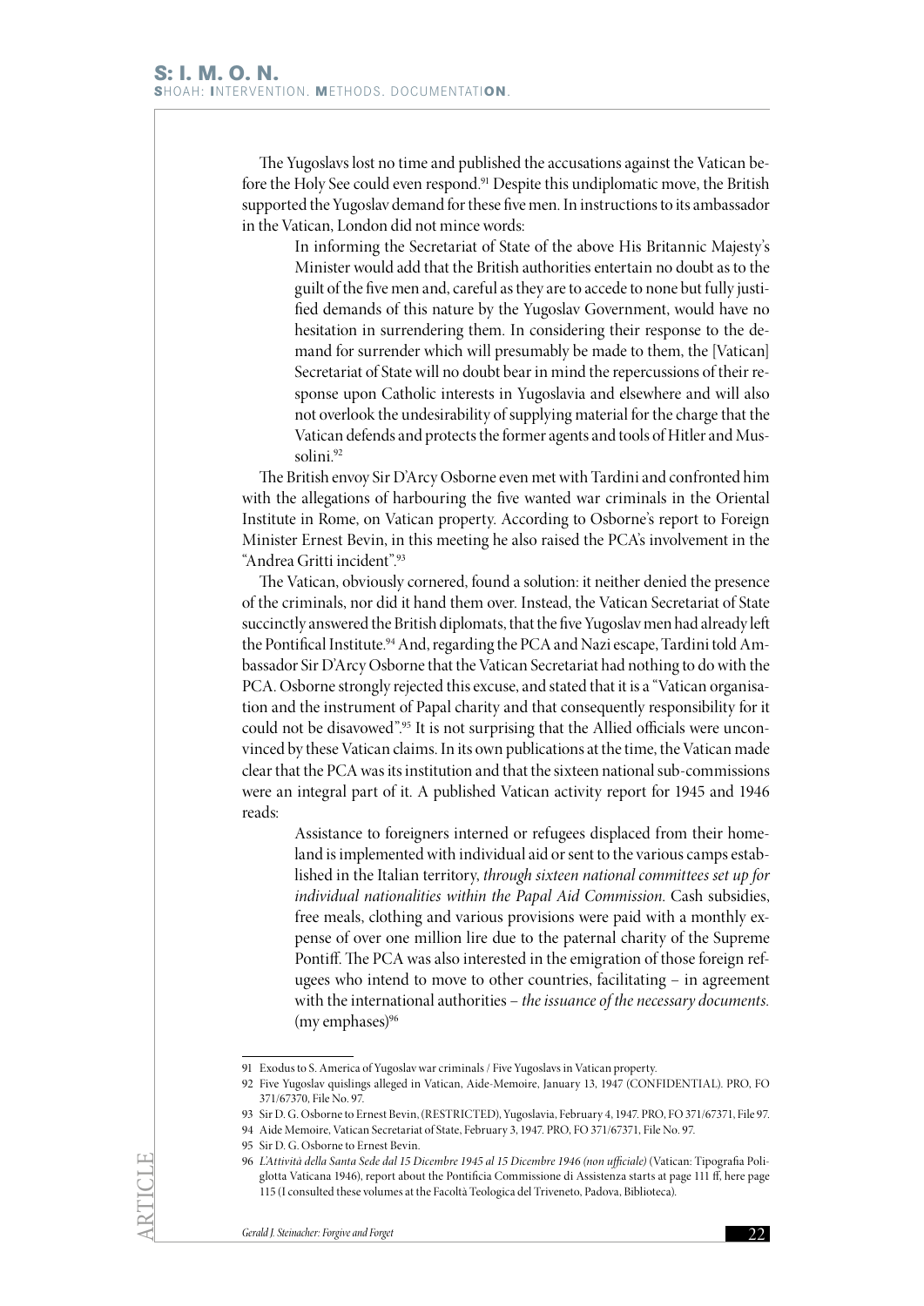The Yugoslavs lost no time and published the accusations against the Vatican before the Holy See could even respond.[91] Despite this undiplomatic move, the British supported the Yugoslav demand for these five men. In instructions to its ambassador in the Vatican, London did not mince words:

> In informing the Secretariat of State of the above His Britannic Majesty's Minister would add that the British authorities entertain no doubt as to the guilt of the five men and, careful as they are to accede to none but fully justified demands of this nature by the Yugoslav Government, would have no hesitation in surrendering them. In considering their response to the demand for surrender which will presumably be made to them, the [Vatican] Secretariat of State will no doubt bear in mind the repercussions of their response upon Catholic interests in Yugoslavia and elsewhere and will also not overlook the undesirability of supplying material for the charge that the Vatican defends and protects the former agents and tools of Hitler and Mussolini.[92]

The British envoy Sir D'Arcy Osborne even met with Tardini and confronted him with the allegations of harbouring the five wanted war criminals in the Oriental Institute in Rome, on Vatican property. According to Osborne's report to Foreign Minister Ernest Bevin, in this meeting he also raised the PCA's involvement in the "Andrea Gritti incident".[93]

The Vatican, obviously cornered, found a solution: it neither denied the presence of the criminals, nor did it hand them over. Instead, the Vatican Secretariat of State succinctly answered the British diplomats, that the five Yugoslav men had already left the Pontifical Institute.[94] And, regarding the PCA and Nazi escape, Tardini told Ambassador Sir D'Arcy Osborne that the Vatican Secretariat had nothing to do with the PCA. Osborne strongly rejected this excuse, and stated that it is a "Vatican organisation and the instrument of Papal charity and that consequently responsibility for it could not be disavowed".[95] It is not surprising that the Allied officials were unconvinced by these Vatican claims. In its own publications at the time, the Vatican made clear that the PCA was its institution and that the sixteen national sub-commissions were an integral part of it. A published Vatican activity report for 1945 and 1946 reads:

> Assistance to foreigners interned or refugees displaced from their homeland is implemented with individual aid or sent to the various camps established in the Italian territory, *through sixteen national committees set up for individual nationalities within the Papal Aid Commission.* Cash subsidies, free meals, clothing and various provisions were paid with a monthly expense of over one million lire due to the paternal charity of the Supreme Pontiff. The PCA was also interested in the emigration of those foreign refugees who intend to move to other countries, facilitating – in agreement with the international authorities – *the issuance of the necessary documents.* (my emphases)[96]

---

91 Exodus to S. America of Yugoslav war criminals / Five Yugoslavs in Vatican property.

92 Five Yugoslav quislings alleged in Vatican, Aide-Memoire, January 13, 1947 (CONFIDENTIAL). PRO, FO 371/67370, File No. 97.

93 Sir D. G. Osborne to Ernest Bevin, (RESTRICTED), Yugoslavia, February 4, 1947. PRO, FO 371/67371, File 97.

94 Aide Memoire, Vatican Secretariat of State, February 3, 1947. PRO, FO 371/67371, File No. 97.

95 Sir D. G. Osborne to Ernest Bevin.

96 *L'Attività della Santa Sede dal 15 Dicembre 1945 al 15 Dicembre 1946 (non ufficiale)* (Vatican: Tipografia Poliglotta Vaticana 1946), report about the Pontificia Commissione di Assistenza starts at page 111 ff, here page 115 (I consulted these volumes at the Facoltà Teologica del Triveneto, Padova, Biblioteca).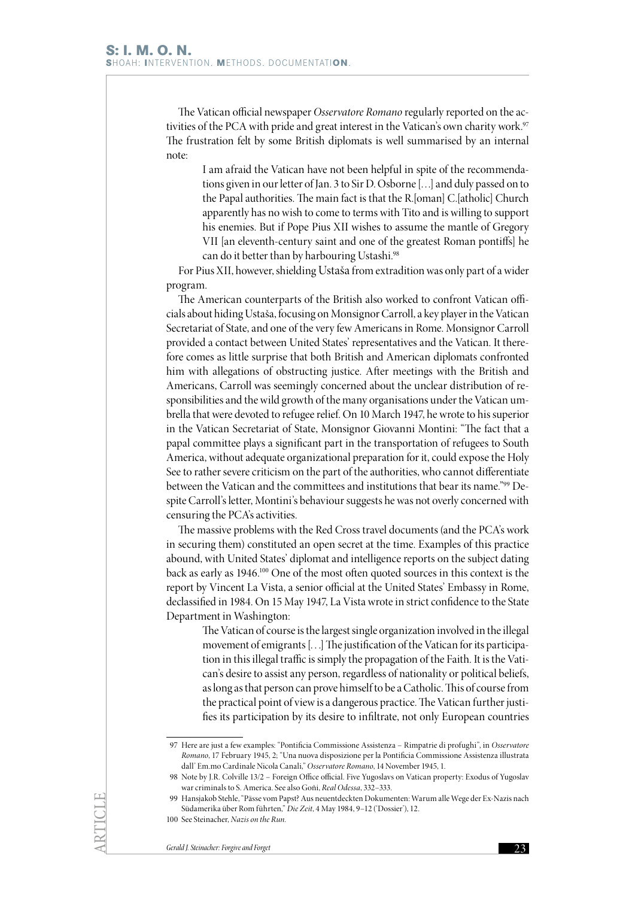The Vatican official newspaper *Osservatore Romano* regularly reported on the activities of the PCA with pride and great interest in the Vatican's own charity work.[97] The frustration felt by some British diplomats is well summarised by an internal note:

> I am afraid the Vatican have not been helpful in spite of the recommendations given in our letter of Jan. 3 to Sir D. Osborne […] and duly passed on to the Papal authorities. The main fact is that the R.[oman] C.[atholic] Church apparently has no wish to come to terms with Tito and is willing to support his enemies. But if Pope Pius XII wishes to assume the mantle of Gregory VII [an eleventh-century saint and one of the greatest Roman pontiffs] he can do it better than by harbouring Ustashi.[98]

For Pius XII, however, shielding Ustaša from extradition was only part of a wider program.

The American counterparts of the British also worked to confront Vatican officials about hiding Ustaša, focusing on Monsignor Carroll, a key player in the Vatican Secretariat of State, and one of the very few Americans in Rome. Monsignor Carroll provided a contact between United States' representatives and the Vatican. It therefore comes as little surprise that both British and American diplomats confronted him with allegations of obstructing justice. After meetings with the British and Americans, Carroll was seemingly concerned about the unclear distribution of responsibilities and the wild growth of the many organisations under the Vatican umbrella that were devoted to refugee relief. On 10 March 1947, he wrote to his superior in the Vatican Secretariat of State, Monsignor Giovanni Montini: "The fact that a papal committee plays a significant part in the transportation of refugees to South America, without adequate organizational preparation for it, could expose the Holy See to rather severe criticism on the part of the authorities, who cannot differentiate between the Vatican and the committees and institutions that bear its name."[99] Despite Carroll's letter, Montini's behaviour suggests he was not overly concerned with censuring the PCA's activities.

The massive problems with the Red Cross travel documents (and the PCA's work in securing them) constituted an open secret at the time. Examples of this practice abound, with United States' diplomat and intelligence reports on the subject dating back as early as 1946.[100] One of the most often quoted sources in this context is the report by Vincent La Vista, a senior official at the United States' Embassy in Rome, declassified in 1984. On 15 May 1947, La Vista wrote in strict confidence to the State Department in Washington:

> The Vatican of course is the largest single organization involved in the illegal movement of emigrants [. . .] The justification of the Vatican for its participation in this illegal traffic is simply the propagation of the Faith. It is the Vatican's desire to assist any person, regardless of nationality or political beliefs, as long as that person can prove himself to be a Catholic. This of course from the practical point of view is a dangerous practice. The Vatican further justifies its participation by its desire to infiltrate, not only European countries

---

97 Here are just a few examples: "Pontificia Commissione Assistenza – Rimpatrie di profughi", in *Osservatore Romano*, 17 February 1945, 2; "Una nuova disposizione per la Pontificia Commissione Assistenza illustrata dall' Em.mo Cardinale Nicola Canali," *Osservatore Romano*, 14 November 1945, 1.

98 Note by J.R. Colville 13/2 – Foreign Office official. Five Yugoslavs on Vatican property: Exodus of Yugoslav war criminals to S. America. See also Goñi, *Real Odessa*, 332–333.

99 Hansjakob Stehle, "Pässe vom Papst? Aus neuentdeckten Dokumenten: Warum alle Wege der Ex-Nazis nach Südamerika über Rom führten," *Die Zeit*, 4 May 1984, 9–12 ('Dossier'), 12.

100 See Steinacher, *Nazis on the Run*.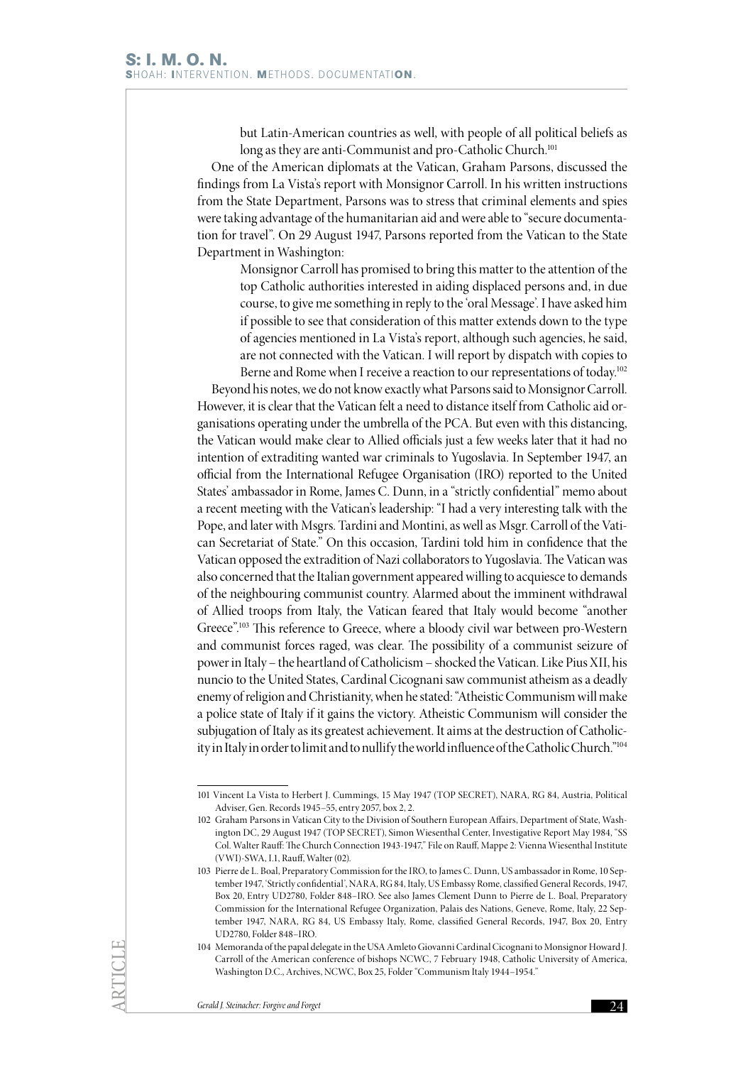but Latin-American countries as well, with people of all political beliefs as long as they are anti-Communist and pro-Catholic Church.[101]

One of the American diplomats at the Vatican, Graham Parsons, discussed the findings from La Vista's report with Monsignor Carroll. In his written instructions from the State Department, Parsons was to stress that criminal elements and spies were taking advantage of the humanitarian aid and were able to "secure documentation for travel". On 29 August 1947, Parsons reported from the Vatican to the State Department in Washington:

> Monsignor Carroll has promised to bring this matter to the attention of the top Catholic authorities interested in aiding displaced persons and, in due course, to give me something in reply to the 'oral Message'. I have asked him if possible to see that consideration of this matter extends down to the type of agencies mentioned in La Vista's report, although such agencies, he said, are not connected with the Vatican. I will report by dispatch with copies to Berne and Rome when I receive a reaction to our representations of today.[102]

Beyond his notes, we do not know exactly what Parsons said to Monsignor Carroll. However, it is clear that the Vatican felt a need to distance itself from Catholic aid organisations operating under the umbrella of the PCA. But even with this distancing, the Vatican would make clear to Allied officials just a few weeks later that it had no intention of extraditing wanted war criminals to Yugoslavia. In September 1947, an official from the International Refugee Organisation (IRO) reported to the United States' ambassador in Rome, James C. Dunn, in a "strictly confidential" memo about a recent meeting with the Vatican's leadership: "I had a very interesting talk with the Pope, and later with Msgrs. Tardini and Montini, as well as Msgr. Carroll of the Vatican Secretariat of State." On this occasion, Tardini told him in confidence that the Vatican opposed the extradition of Nazi collaborators to Yugoslavia. The Vatican was also concerned that the Italian government appeared willing to acquiesce to demands of the neighbouring communist country. Alarmed about the imminent withdrawal of Allied troops from Italy, the Vatican feared that Italy would become "another Greece".[103] This reference to Greece, where a bloody civil war between pro-Western and communist forces raged, was clear. The possibility of a communist seizure of power in Italy – the heartland of Catholicism – shocked the Vatican. Like Pius XII, his nuncio to the United States, Cardinal Cicognani saw communist atheism as a deadly enemy of religion and Christianity, when he stated: "Atheistic Communism will make a police state of Italy if it gains the victory. Atheistic Communism will consider the subjugation of Italy as its greatest achievement. It aims at the destruction of Catholicity in Italy in order to limit and to nullify the world influence of the Catholic Church."[104]

---

101 Vincent La Vista to Herbert J. Cummings, 15 May 1947 (TOP SECRET), NARA, RG 84, Austria, Political Adviser, Gen. Records 1945–55, entry 2057, box 2, 2.

102 Graham Parsons in Vatican City to the Division of Southern European Affairs, Department of State, Washington DC, 29 August 1947 (TOP SECRET), Simon Wiesenthal Center, Investigative Report May 1984, "SS Col. Walter Rauff: The Church Connection 1943-1947," File on Rauff, Mappe 2: Vienna Wiesenthal Institute (VWI)-SWA, I.1, Rauff, Walter (02).

103 Pierre de L. Boal, Preparatory Commission for the IRO, to James C. Dunn, US ambassador in Rome, 10 September 1947, 'Strictly confidential', NARA, RG 84, Italy, US Embassy Rome, classified General Records, 1947, Box 20, Entry UD2780, Folder 848–IRO. See also James Clement Dunn to Pierre de L. Boal, Preparatory Commission for the International Refugee Organization, Palais des Nations, Geneve, Rome, Italy, 22 September 1947, NARA, RG 84, US Embassy Italy, Rome, classified General Records, 1947, Box 20, Entry UD2780, Folder 848–IRO.

104 Memoranda of the papal delegate in the USA Amleto Giovanni Cardinal Cicognani to Monsignor Howard J. Carroll of the American conference of bishops NCWC, 7 February 1948, Catholic University of America, Washington D.C., Archives, NCWC, Box 25, Folder "Communism Italy 1944–1954."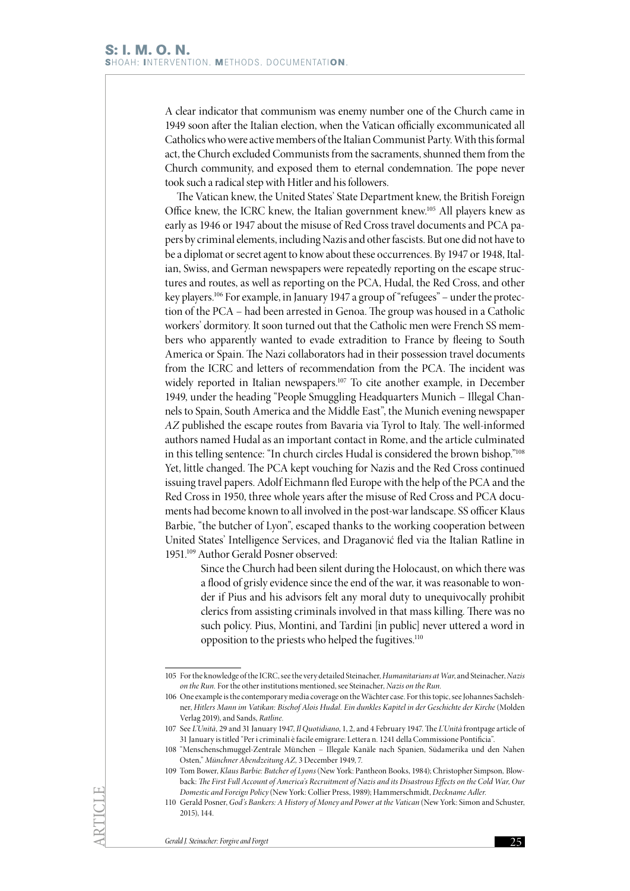A clear indicator that communism was enemy number one of the Church came in 1949 soon after the Italian election, when the Vatican officially excommunicated all Catholics who were active members of the Italian Communist Party. With this formal act, the Church excluded Communists from the sacraments, shunned them from the Church community, and exposed them to eternal condemnation. The pope never took such a radical step with Hitler and his followers.

The Vatican knew, the United States' State Department knew, the British Foreign Office knew, the ICRC knew, the Italian government knew.[105] All players knew as early as 1946 or 1947 about the misuse of Red Cross travel documents and PCA papers by criminal elements, including Nazis and other fascists. But one did not have to be a diplomat or secret agent to know about these occurrences. By 1947 or 1948, Italian, Swiss, and German newspapers were repeatedly reporting on the escape structures and routes, as well as reporting on the PCA, Hudal, the Red Cross, and other key players.[106] For example, in January 1947 a group of "refugees" – under the protection of the PCA – had been arrested in Genoa. The group was housed in a Catholic workers' dormitory. It soon turned out that the Catholic men were French SS members who apparently wanted to evade extradition to France by fleeing to South America or Spain. The Nazi collaborators had in their possession travel documents from the ICRC and letters of recommendation from the PCA. The incident was widely reported in Italian newspapers.[107] To cite another example, in December 1949, under the heading "People Smuggling Headquarters Munich – Illegal Channels to Spain, South America and the Middle East", the Munich evening newspaper *AZ* published the escape routes from Bavaria via Tyrol to Italy. The well-informed authors named Hudal as an important contact in Rome, and the article culminated in this telling sentence: "In church circles Hudal is considered the brown bishop."[108] Yet, little changed. The PCA kept vouching for Nazis and the Red Cross continued issuing travel papers. Adolf Eichmann fled Europe with the help of the PCA and the Red Cross in 1950, three whole years after the misuse of Red Cross and PCA documents had become known to all involved in the post-war landscape. SS officer Klaus Barbie, "the butcher of Lyon", escaped thanks to the working cooperation between United States' Intelligence Services, and Draganović fled via the Italian Ratline in 1951.[109] Author Gerald Posner observed:

> Since the Church had been silent during the Holocaust, on which there was a flood of grisly evidence since the end of the war, it was reasonable to wonder if Pius and his advisors felt any moral duty to unequivocally prohibit clerics from assisting criminals involved in that mass killing. There was no such policy. Pius, Montini, and Tardini [in public] never uttered a word in opposition to the priests who helped the fugitives.[110]

---

105 For the knowledge of the ICRC, see the very detailed Steinacher, *Humanitarians at War*, and Steinacher, *Nazis on the Run*. For the other institutions mentioned, see Steinacher, *Nazis on the Run*.

106 One example is the contemporary media coverage on the Wächter case. For this topic, see Johannes Sachslehner, *Hitlers Mann im Vatikan: Bischof Alois Hudal. Ein dunkles Kapitel in der Geschichte der Kirche* (Molden Verlag 2019), and Sands, *Ratline*.

107 See *L'Unità*, 29 and 31 January 1947, *Il Quotidiano*, 1, 2, and 4 February 1947. The *L'Unità* frontpage article of 31 January is titled "Per i criminali è facile emigrare: Lettera n. 1241 della Commissione Pontificia".

108 "Menschenschmuggel-Zentrale München – Illegale Kanäle nach Spanien, Südamerika und den Nahen Osten," *Münchner Abendzeitung AZ*, 3 December 1949, 7.

109 Tom Bower, *Klaus Barbie: Butcher of Lyons* (New York: Pantheon Books, 1984); Christopher Simpson, Blowback: *The First Full Account of America's Recruitment of Nazis and its Disastrous Effects on the Cold War, Our Domestic and Foreign Policy* (New York: Collier Press, 1989); Hammerschmidt, *Deckname Adler*.

110 Gerald Posner, *God's Bankers: A History of Money and Power at the Vatican* (New York: Simon and Schuster, 2015), 144.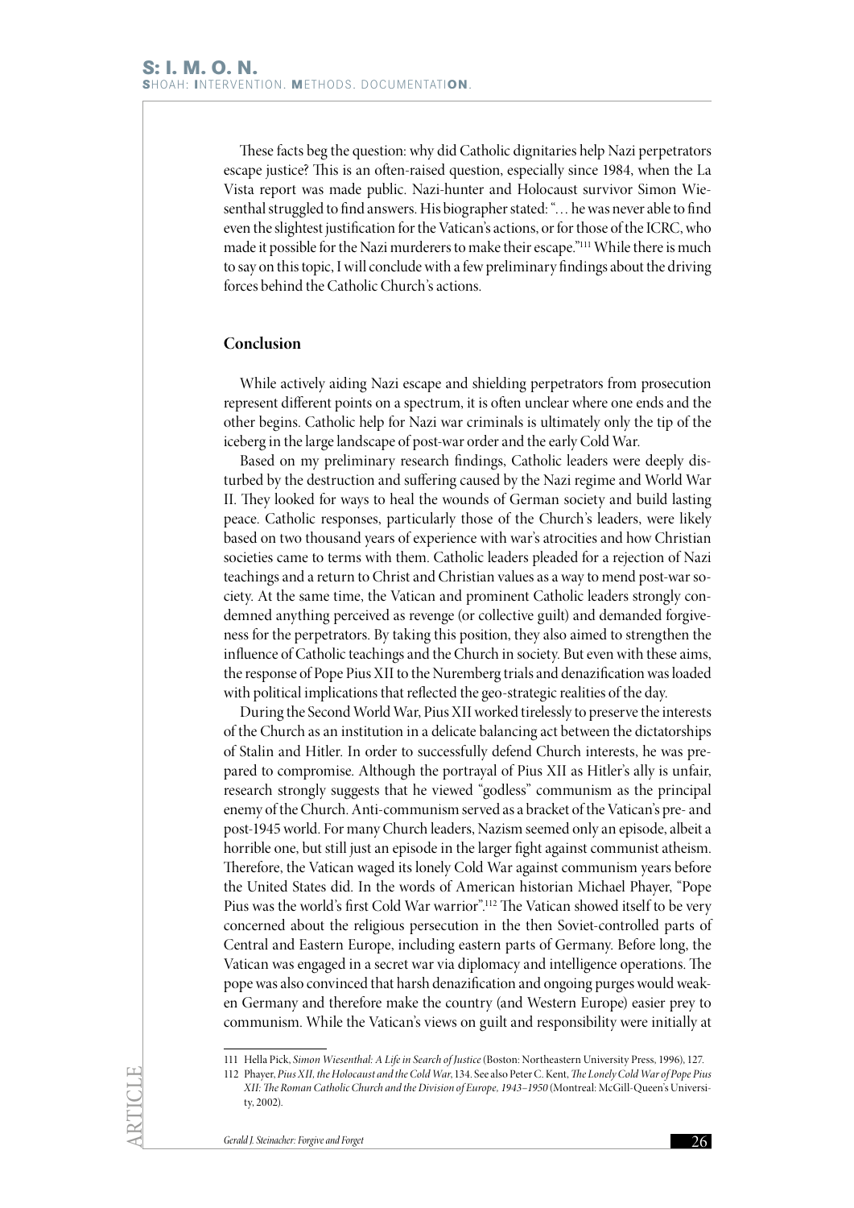These facts beg the question: why did Catholic dignitaries help Nazi perpetrators escape justice? This is an often-raised question, especially since 1984, when the La Vista report was made public. Nazi-hunter and Holocaust survivor Simon Wiesenthal struggled to find answers. His biographer stated: "… he was never able to find even the slightest justification for the Vatican's actions, or for those of the ICRC, who made it possible for the Nazi murderers to make their escape."[111] While there is much to say on this topic, I will conclude with a few preliminary findings about the driving forces behind the Catholic Church's actions.

## Conclusion

While actively aiding Nazi escape and shielding perpetrators from prosecution represent different points on a spectrum, it is often unclear where one ends and the other begins. Catholic help for Nazi war criminals is ultimately only the tip of the iceberg in the large landscape of post-war order and the early Cold War.

Based on my preliminary research findings, Catholic leaders were deeply disturbed by the destruction and suffering caused by the Nazi regime and World War II. They looked for ways to heal the wounds of German society and build lasting peace. Catholic responses, particularly those of the Church's leaders, were likely based on two thousand years of experience with war's atrocities and how Christian societies came to terms with them. Catholic leaders pleaded for a rejection of Nazi teachings and a return to Christ and Christian values as a way to mend post-war society. At the same time, the Vatican and prominent Catholic leaders strongly condemned anything perceived as revenge (or collective guilt) and demanded forgiveness for the perpetrators. By taking this position, they also aimed to strengthen the influence of Catholic teachings and the Church in society. But even with these aims, the response of Pope Pius XII to the Nuremberg trials and denazification was loaded with political implications that reflected the geo-strategic realities of the day.

During the Second World War, Pius XII worked tirelessly to preserve the interests of the Church as an institution in a delicate balancing act between the dictatorships of Stalin and Hitler. In order to successfully defend Church interests, he was prepared to compromise. Although the portrayal of Pius XII as Hitler's ally is unfair, research strongly suggests that he viewed "godless" communism as the principal enemy of the Church. Anti-communism served as a bracket of the Vatican's pre- and post-1945 world. For many Church leaders, Nazism seemed only an episode, albeit a horrible one, but still just an episode in the larger fight against communist atheism. Therefore, the Vatican waged its lonely Cold War against communism years before the United States did. In the words of American historian Michael Phayer, "Pope Pius was the world's first Cold War warrior".[112] The Vatican showed itself to be very concerned about the religious persecution in the then Soviet-controlled parts of Central and Eastern Europe, including eastern parts of Germany. Before long, the Vatican was engaged in a secret war via diplomacy and intelligence operations. The pope was also convinced that harsh denazification and ongoing purges would weaken Germany and therefore make the country (and Western Europe) easier prey to communism. While the Vatican's views on guilt and responsibility were initially at

---

111 Hella Pick, *Simon Wiesenthal: A Life in Search of Justice* (Boston: Northeastern University Press, 1996), 127.

112 Phayer, *Pius XII, the Holocaust and the Cold War*, 134. See also Peter C. Kent, *The Lonely Cold War of Pope Pius XII: The Roman Catholic Church and the Division of Europe, 1943–1950* (Montreal: McGill-Queen's University, 2002).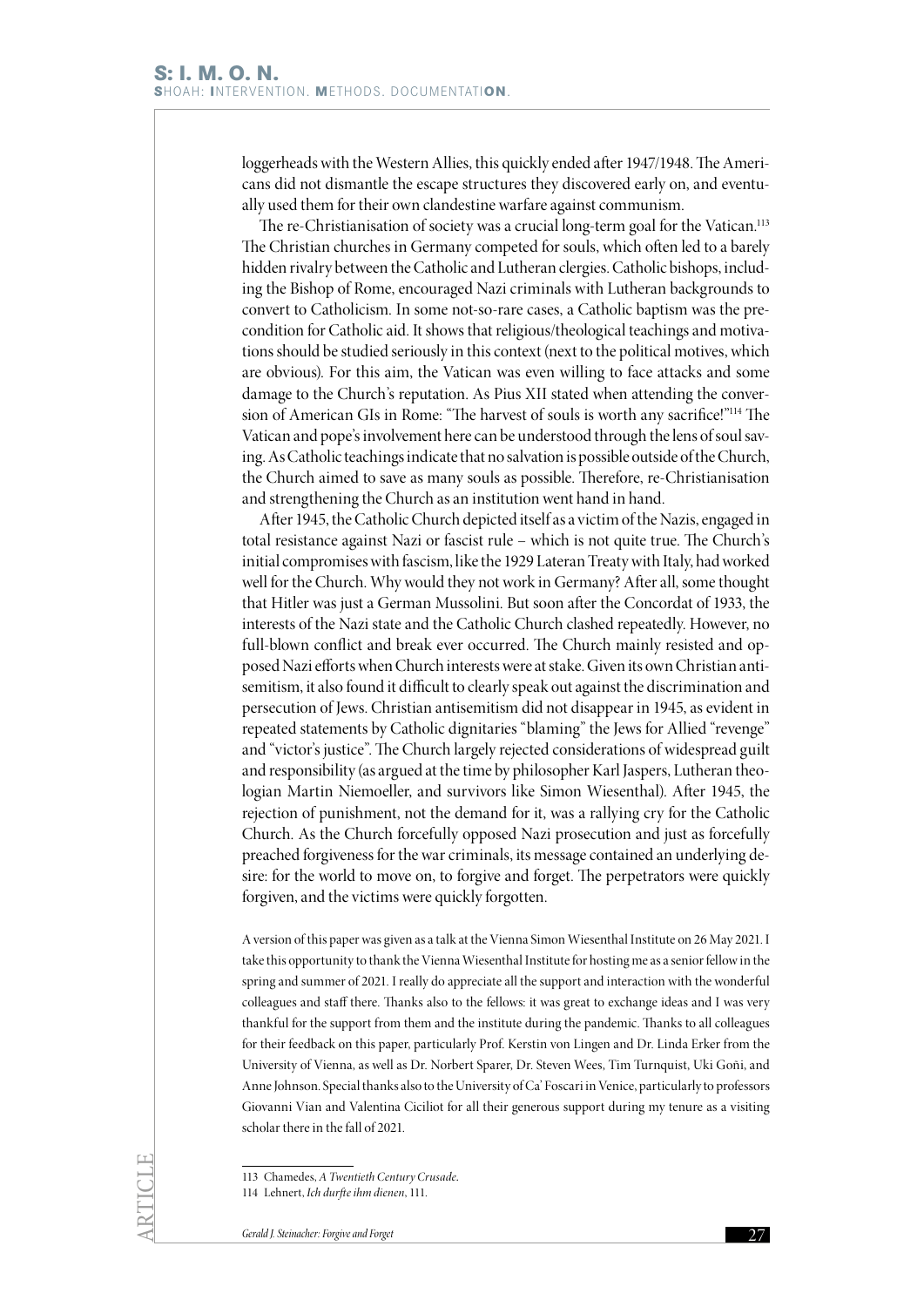loggerheads with the Western Allies, this quickly ended after 1947/1948. The Americans did not dismantle the escape structures they discovered early on, and eventually used them for their own clandestine warfare against communism.

The re-Christianisation of society was a crucial long-term goal for the Vatican.[113] The Christian churches in Germany competed for souls, which often led to a barely hidden rivalry between the Catholic and Lutheran clergies. Catholic bishops, including the Bishop of Rome, encouraged Nazi criminals with Lutheran backgrounds to convert to Catholicism. In some not-so-rare cases, a Catholic baptism was the precondition for Catholic aid. It shows that religious/theological teachings and motivations should be studied seriously in this context (next to the political motives, which are obvious). For this aim, the Vatican was even willing to face attacks and some damage to the Church's reputation. As Pius XII stated when attending the conversion of American GIs in Rome: "The harvest of souls is worth any sacrifice!"[114] The Vatican and pope's involvement here can be understood through the lens of soul saving. As Catholic teachings indicate that no salvation is possible outside of the Church, the Church aimed to save as many souls as possible. Therefore, re-Christianisation and strengthening the Church as an institution went hand in hand.

After 1945, the Catholic Church depicted itself as a victim of the Nazis, engaged in total resistance against Nazi or fascist rule – which is not quite true. The Church's initial compromises with fascism, like the 1929 Lateran Treaty with Italy, had worked well for the Church. Why would they not work in Germany? After all, some thought that Hitler was just a German Mussolini. But soon after the Concordat of 1933, the interests of the Nazi state and the Catholic Church clashed repeatedly. However, no full-blown conflict and break ever occurred. The Church mainly resisted and opposed Nazi efforts when Church interests were at stake. Given its own Christian antisemitism, it also found it difficult to clearly speak out against the discrimination and persecution of Jews. Christian antisemitism did not disappear in 1945, as evident in repeated statements by Catholic dignitaries "blaming" the Jews for Allied "revenge" and "victor's justice". The Church largely rejected considerations of widespread guilt and responsibility (as argued at the time by philosopher Karl Jaspers, Lutheran theologian Martin Niemoeller, and survivors like Simon Wiesenthal). After 1945, the rejection of punishment, not the demand for it, was a rallying cry for the Catholic Church. As the Church forcefully opposed Nazi prosecution and just as forcefully preached forgiveness for the war criminals, its message contained an underlying desire: for the world to move on, to forgive and forget. The perpetrators were quickly forgiven, and the victims were quickly forgotten.

A version of this paper was given as a talk at the Vienna Simon Wiesenthal Institute on 26 May 2021. I take this opportunity to thank the Vienna Wiesenthal Institute for hosting me as a senior fellow in the spring and summer of 2021. I really do appreciate all the support and interaction with the wonderful colleagues and staff there. Thanks also to the fellows: it was great to exchange ideas and I was very thankful for the support from them and the institute during the pandemic. Thanks to all colleagues for their feedback on this paper, particularly Prof. Kerstin von Lingen and Dr. Linda Erker from the University of Vienna, as well as Dr. Norbert Sparer, Dr. Steven Wees, Tim Turnquist, Uki Goñi, and Anne Johnson. Special thanks also to the University of Ca' Foscari in Venice, particularly to professors Giovanni Vian and Valentina Ciliot for all their generous support during my tenure as a visiting scholar there in the fall of 2021.

---

113 Chamedes, *A Twentieth Century Crusade*.

114 Lehnert, *Ich durfte ihm dienen*, 111.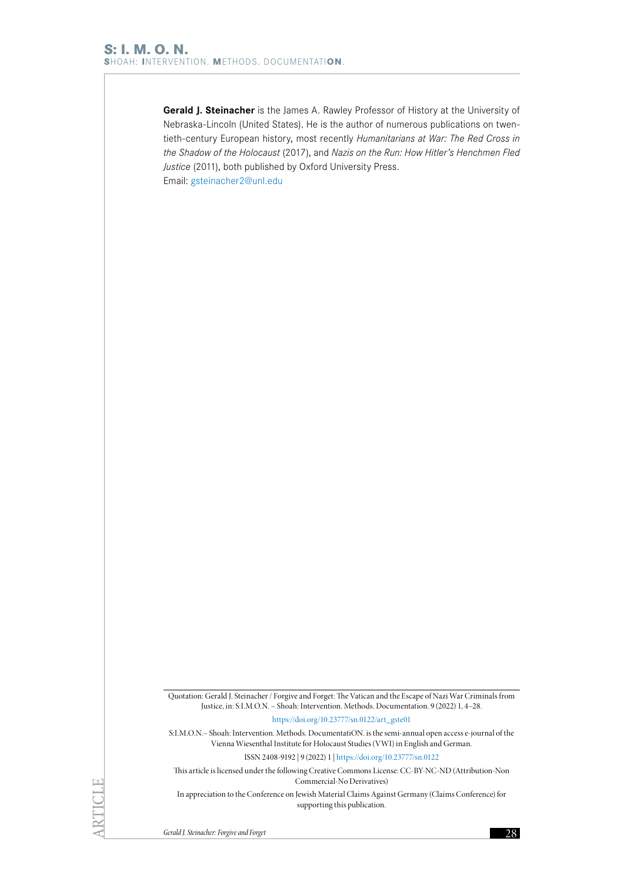**Gerald J. Steinacher** is the James A. Rawley Professor of History at the University of Nebraska-Lincoln (United States). He is the author of numerous publications on twentieth-century European history, most recently *Humanitarians at War: The Red Cross in the Shadow of the Holocaust* (2017), and *Nazis on the Run: How Hitler's Henchmen Fled Justice* (2011), both published by Oxford University Press.
Email: gsteinacher2@unl.edu

---

Quotation: Gerald J. Steinacher / Forgive and Forget: The Vatican and the Escape of Nazi War Criminals from Justice, in: S:I.M.O.N. – Shoah: Intervention. Methods. Documentation. 9 (2022) 1, 4–28.

https://doi.org/10.23777/sn.0122/art_gste01

S:I.M.O.N.– Shoah: Intervention. Methods. DocumentatiON. is the semi-annual open access e-journal of the Vienna Wiesenthal Institute for Holocaust Studies (VWI) in English and German.

ISSN 2408-9192 | 9 (2022) 1 | https://doi.org/10.23777/sn.0122

This article is licensed under the following Creative Commons License: CC-BY-NC-ND (Attribution-Non Commercial-No Derivatives)

In appreciation to the Conference on Jewish Material Claims Against Germany (Claims Conference) for supporting this publication.